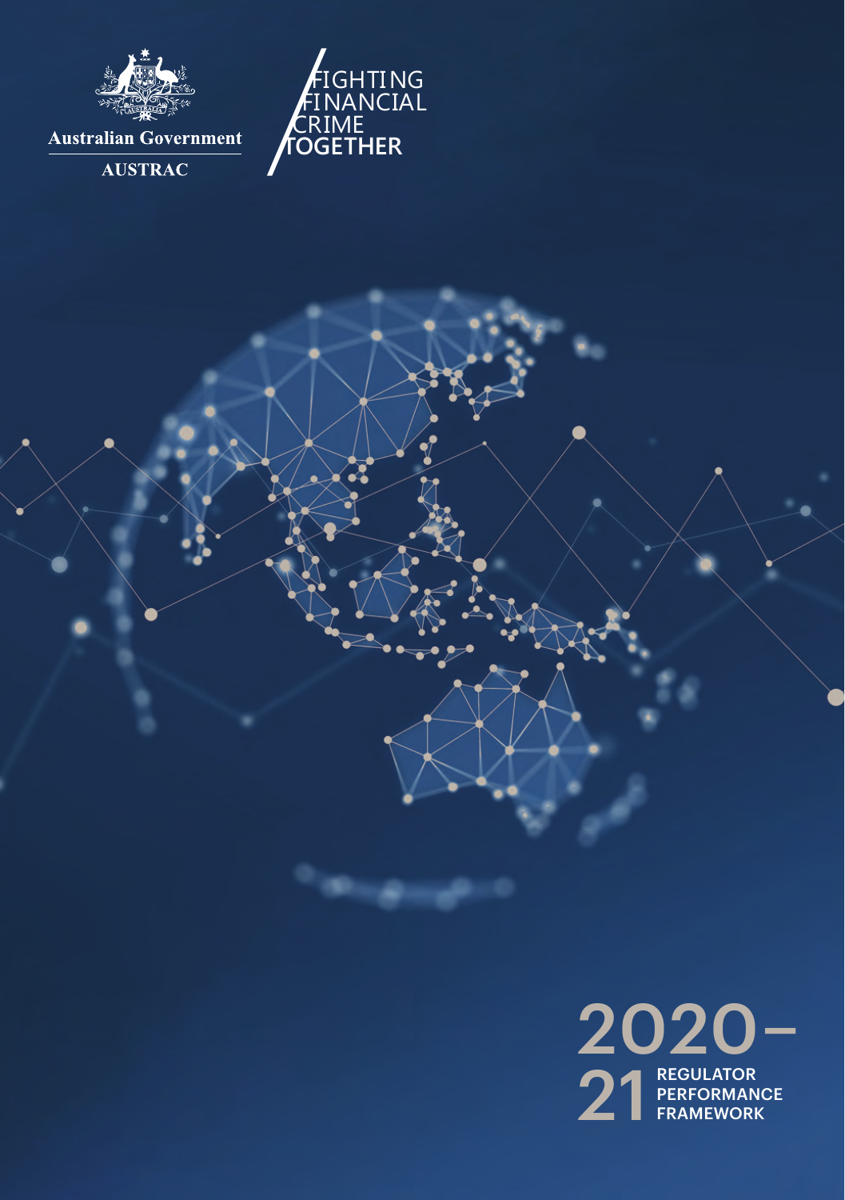Australian Government

AUSTRAC

FIGHTING FINANCIAL CRIME TOGETHER

# 2020–21 REGULATOR PERFORMANCE FRAMEWORK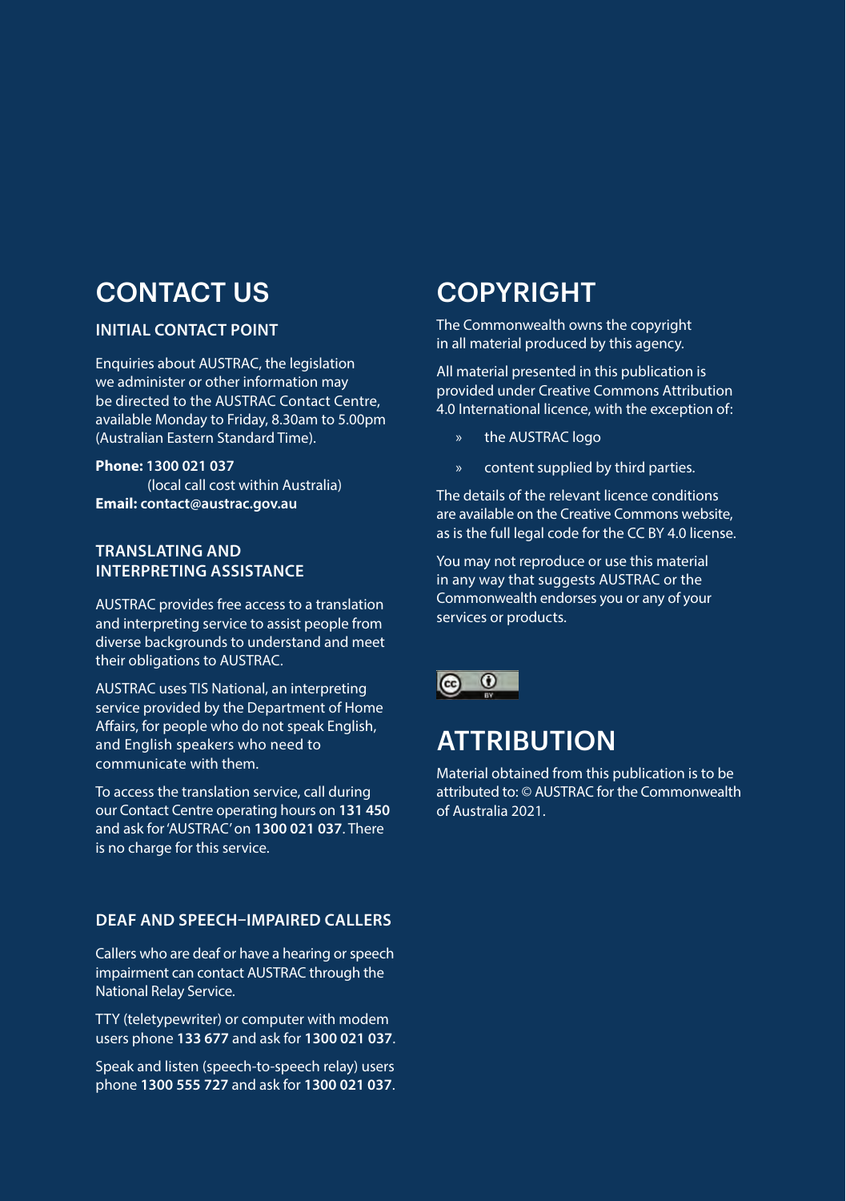## CONTACT US

### INITIAL CONTACT POINT

Enquiries about AUSTRAC, the legislation we administer or other information may be directed to the AUSTRAC Contact Centre, available Monday to Friday, 8.30am to 5.00pm (Australian Eastern Standard Time).

**Phone: 1300 021 037**
(local call cost within Australia)
**Email: contact@austrac.gov.au**

### TRANSLATING AND INTERPRETING ASSISTANCE

AUSTRAC provides free access to a translation and interpreting service to assist people from diverse backgrounds to understand and meet their obligations to AUSTRAC.

AUSTRAC uses TIS National, an interpreting service provided by the Department of Home Affairs, for people who do not speak English, and English speakers who need to communicate with them.

To access the translation service, call during our Contact Centre operating hours on **131 450** and ask for 'AUSTRAC' on **1300 021 037**. There is no charge for this service.

### DEAF AND SPEECH–IMPAIRED CALLERS

Callers who are deaf or have a hearing or speech impairment can contact AUSTRAC through the National Relay Service.

TTY (teletypewriter) or computer with modem users phone **133 677** and ask for **1300 021 037**.

Speak and listen (speech-to-speech relay) users phone **1300 555 727** and ask for **1300 021 037**.

## COPYRIGHT

The Commonwealth owns the copyright in all material produced by this agency.

All material presented in this publication is provided under Creative Commons Attribution 4.0 International licence, with the exception of:

- the AUSTRAC logo
- content supplied by third parties.

The details of the relevant licence conditions are available on the Creative Commons website, as is the full legal code for the CC BY 4.0 license.

You may not reproduce or use this material in any way that suggests AUSTRAC or the Commonwealth endorses you or any of your services or products.

## ATTRIBUTION

Material obtained from this publication is to be attributed to: © AUSTRAC for the Commonwealth of Australia 2021.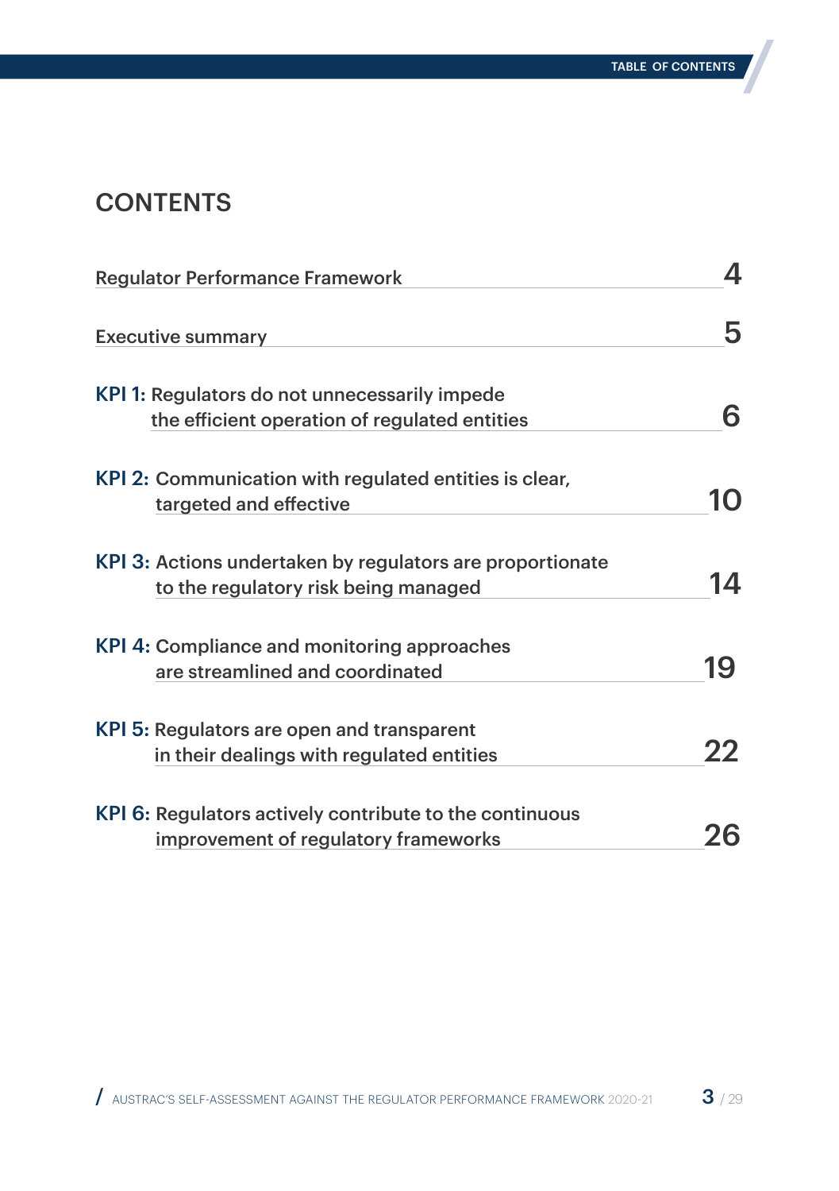# CONTENTS

| | |
|---|---|
| Regulator Performance Framework | 4 |
| Executive summary | 5 |
| **KPI 1:** Regulators do not unnecessarily impede the efficient operation of regulated entities | 6 |
| **KPI 2:** Communication with regulated entities is clear, targeted and effective | 10 |
| **KPI 3:** Actions undertaken by regulators are proportionate to the regulatory risk being managed | 14 |
| **KPI 4:** Compliance and monitoring approaches are streamlined and coordinated | 19 |
| **KPI 5:** Regulators are open and transparent in their dealings with regulated entities | 22 |
| **KPI 6:** Regulators actively contribute to the continuous improvement of regulatory frameworks | 26 |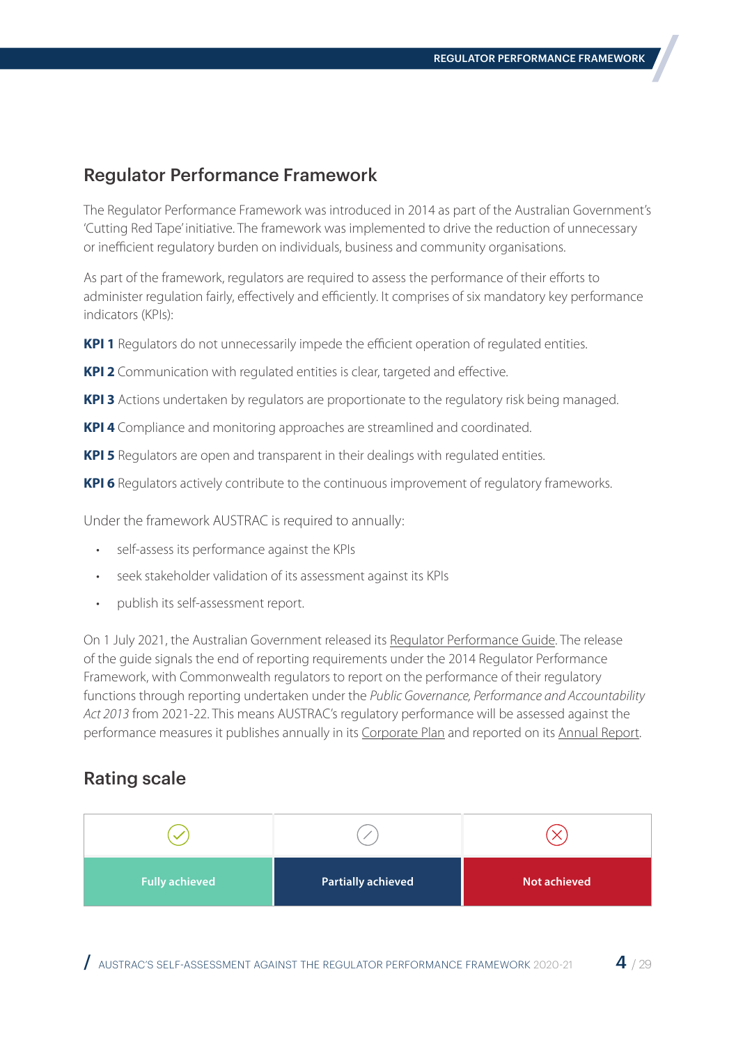## Regulator Performance Framework

The Regulator Performance Framework was introduced in 2014 as part of the Australian Government's 'Cutting Red Tape' initiative. The framework was implemented to drive the reduction of unnecessary or inefficient regulatory burden on individuals, business and community organisations.

As part of the framework, regulators are required to assess the performance of their efforts to administer regulation fairly, effectively and efficiently. It comprises of six mandatory key performance indicators (KPIs):

**KPI 1** Regulators do not unnecessarily impede the efficient operation of regulated entities.

**KPI 2** Communication with regulated entities is clear, targeted and effective.

**KPI 3** Actions undertaken by regulators are proportionate to the regulatory risk being managed.

**KPI 4** Compliance and monitoring approaches are streamlined and coordinated.

**KPI 5** Regulators are open and transparent in their dealings with regulated entities.

**KPI 6** Regulators actively contribute to the continuous improvement of regulatory frameworks.

Under the framework AUSTRAC is required to annually:

- self-assess its performance against the KPIs
- seek stakeholder validation of its assessment against its KPIs
- publish its self-assessment report.

On 1 July 2021, the Australian Government released its Regulator Performance Guide. The release of the guide signals the end of reporting requirements under the 2014 Regulator Performance Framework, with Commonwealth regulators to report on the performance of their regulatory functions through reporting undertaken under the *Public Governance, Performance and Accountability Act 2013* from 2021-22. This means AUSTRAC's regulatory performance will be assessed against the performance measures it publishes annually in its Corporate Plan and reported on its Annual Report.

## Rating scale

| ✓ | ⊘ | ✗ |
|---|---|---|
| **Fully achieved** | **Partially achieved** | **Not achieved** |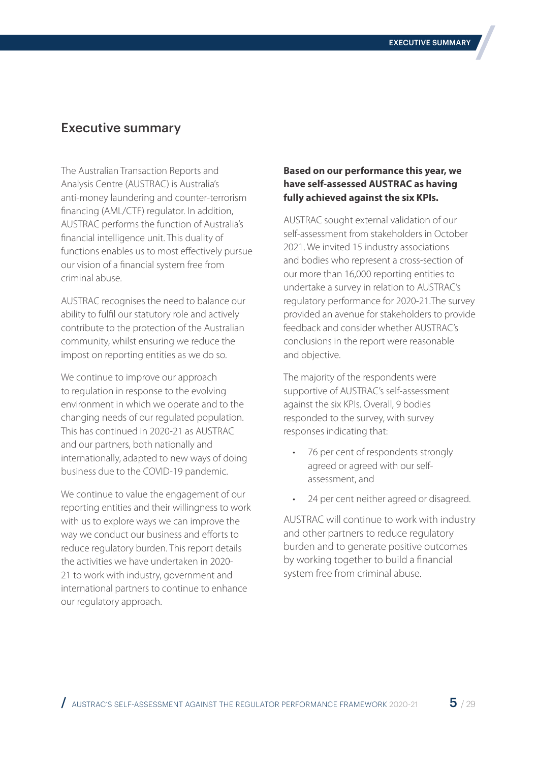## Executive summary

The Australian Transaction Reports and Analysis Centre (AUSTRAC) is Australia's anti-money laundering and counter-terrorism financing (AML/CTF) regulator. In addition, AUSTRAC performs the function of Australia's financial intelligence unit. This duality of functions enables us to most effectively pursue our vision of a financial system free from criminal abuse.

AUSTRAC recognises the need to balance our ability to fulfil our statutory role and actively contribute to the protection of the Australian community, whilst ensuring we reduce the impost on reporting entities as we do so.

We continue to improve our approach to regulation in response to the evolving environment in which we operate and to the changing needs of our regulated population. This has continued in 2020-21 as AUSTRAC and our partners, both nationally and internationally, adapted to new ways of doing business due to the COVID-19 pandemic.

We continue to value the engagement of our reporting entities and their willingness to work with us to explore ways we can improve the way we conduct our business and efforts to reduce regulatory burden. This report details the activities we have undertaken in 2020-21 to work with industry, government and international partners to continue to enhance our regulatory approach.

**Based on our performance this year, we have self-assessed AUSTRAC as having fully achieved against the six KPIs.**

AUSTRAC sought external validation of our self-assessment from stakeholders in October 2021. We invited 15 industry associations and bodies who represent a cross-section of our more than 16,000 reporting entities to undertake a survey in relation to AUSTRAC's regulatory performance for 2020-21.The survey provided an avenue for stakeholders to provide feedback and consider whether AUSTRAC's conclusions in the report were reasonable and objective.

The majority of the respondents were supportive of AUSTRAC's self-assessment against the six KPIs. Overall, 9 bodies responded to the survey, with survey responses indicating that:

- 76 per cent of respondents strongly agreed or agreed with our self-assessment, and
- 24 per cent neither agreed or disagreed.

AUSTRAC will continue to work with industry and other partners to reduce regulatory burden and to generate positive outcomes by working together to build a financial system free from criminal abuse.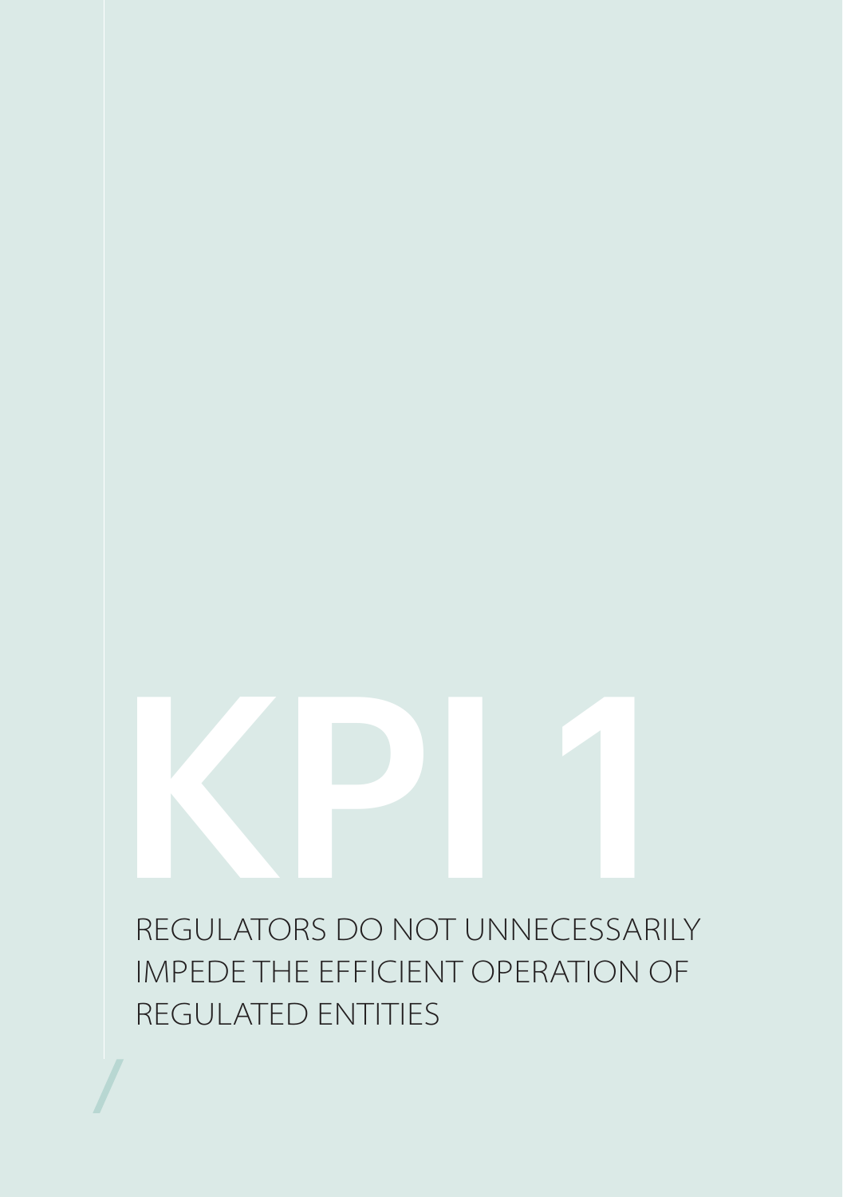# KPI 1

## REGULATORS DO NOT UNNECESSARILY IMPEDE THE EFFICIENT OPERATION OF REGULATED ENTITIES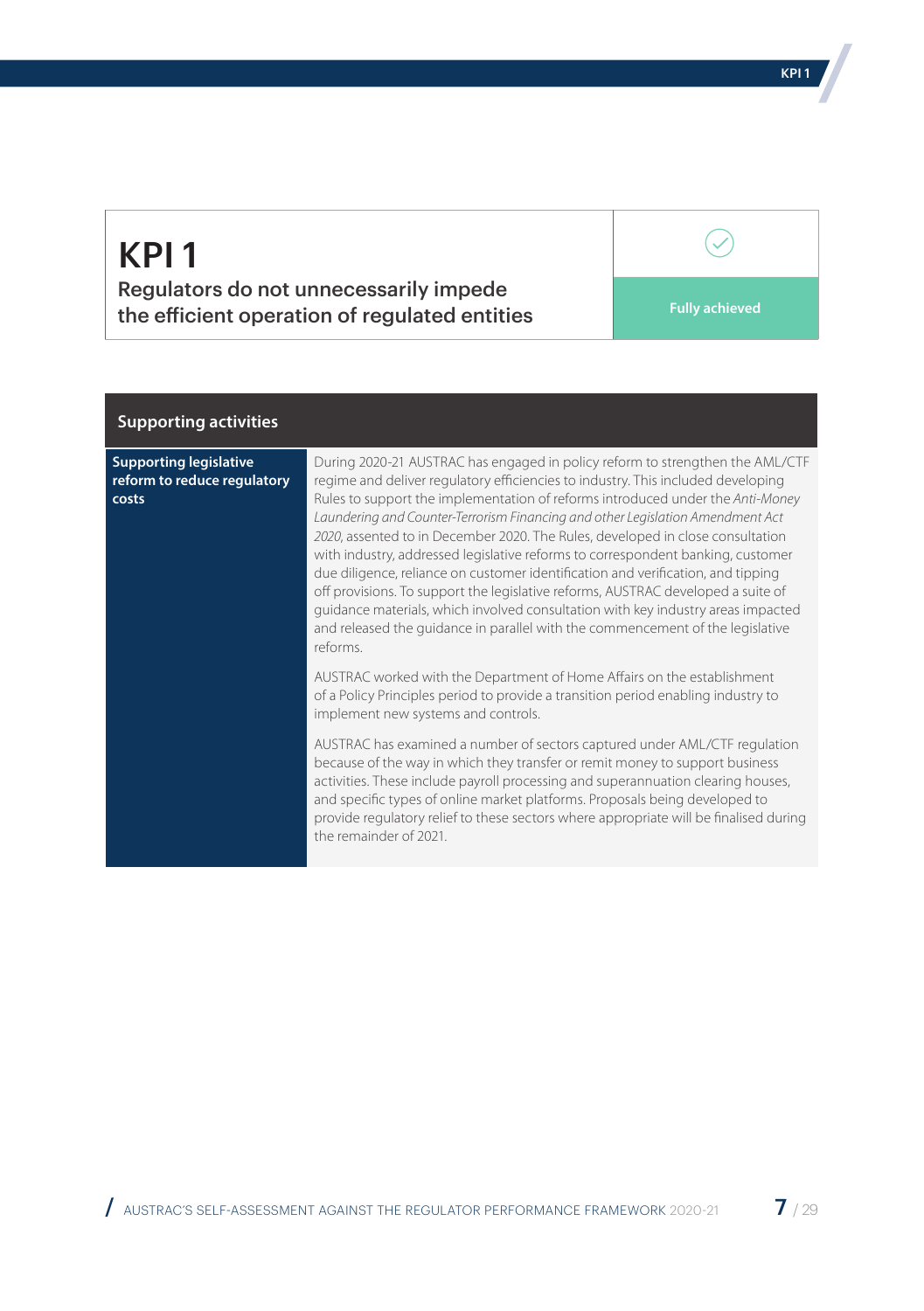# KPI 1

## Regulators do not unnecessarily impede the efficient operation of regulated entities

**Fully achieved**

| Supporting activities | |
|---|---|
| **Supporting legislative reform to reduce regulatory costs** | During 2020-21 AUSTRAC has engaged in policy reform to strengthen the AML/CTF regime and deliver regulatory efficiencies to industry. This included developing Rules to support the implementation of reforms introduced under the *Anti-Money Laundering and Counter-Terrorism Financing and other Legislation Amendment Act 2020*, assented to in December 2020. The Rules, developed in close consultation with industry, addressed legislative reforms to correspondent banking, customer due diligence, reliance on customer identification and verification, and tipping off provisions. To support the legislative reforms, AUSTRAC developed a suite of guidance materials, which involved consultation with key industry areas impacted and released the guidance in parallel with the commencement of the legislative reforms.<br><br>AUSTRAC worked with the Department of Home Affairs on the establishment of a Policy Principles period to provide a transition period enabling industry to implement new systems and controls.<br><br>AUSTRAC has examined a number of sectors captured under AML/CTF regulation because of the way in which they transfer or remit money to support business activities. These include payroll processing and superannuation clearing houses, and specific types of online market platforms. Proposals being developed to provide regulatory relief to these sectors where appropriate will be finalised during the remainder of 2021. |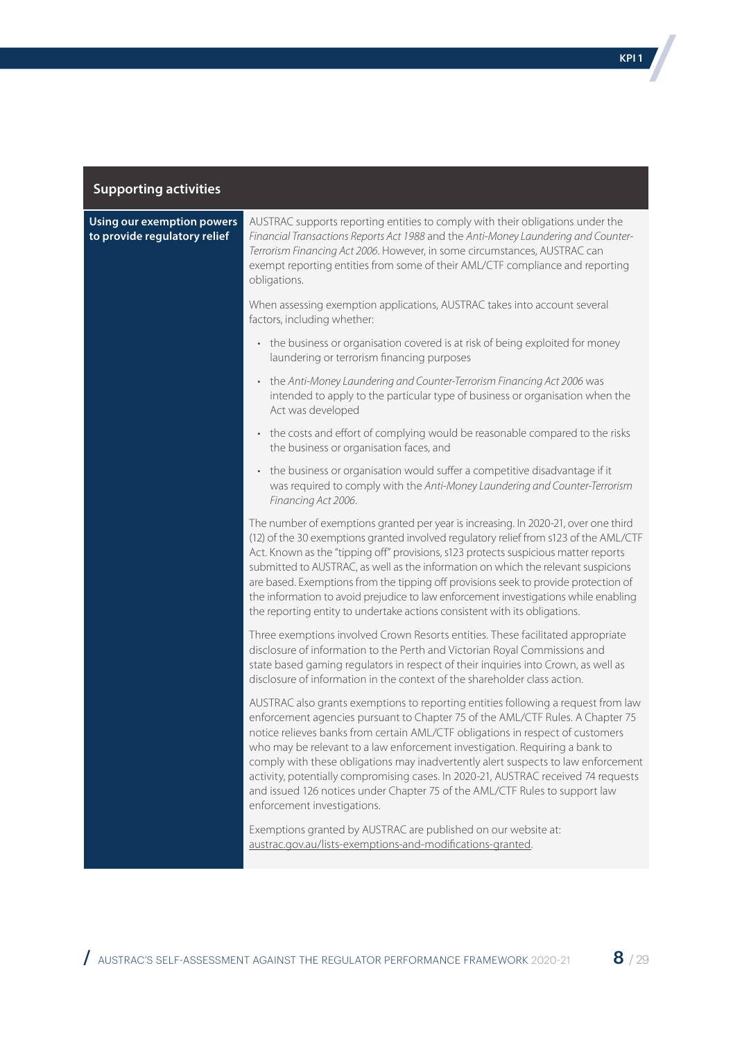## Supporting activities

### Using our exemption powers to provide regulatory relief

AUSTRAC supports reporting entities to comply with their obligations under the *Financial Transactions Reports Act 1988* and the *Anti-Money Laundering and Counter-Terrorism Financing Act 2006*. However, in some circumstances, AUSTRAC can exempt reporting entities from some of their AML/CTF compliance and reporting obligations.

When assessing exemption applications, AUSTRAC takes into account several factors, including whether:

- the business or organisation covered is at risk of being exploited for money laundering or terrorism financing purposes
- the *Anti-Money Laundering and Counter-Terrorism Financing Act 2006* was intended to apply to the particular type of business or organisation when the Act was developed
- the costs and effort of complying would be reasonable compared to the risks the business or organisation faces, and
- the business or organisation would suffer a competitive disadvantage if it was required to comply with the *Anti-Money Laundering and Counter-Terrorism Financing Act 2006*.

The number of exemptions granted per year is increasing. In 2020-21, over one third (12) of the 30 exemptions granted involved regulatory relief from s123 of the AML/CTF Act. Known as the "tipping off" provisions, s123 protects suspicious matter reports submitted to AUSTRAC, as well as the information on which the relevant suspicions are based. Exemptions from the tipping off provisions seek to provide protection of the information to avoid prejudice to law enforcement investigations while enabling the reporting entity to undertake actions consistent with its obligations.

Three exemptions involved Crown Resorts entities. These facilitated appropriate disclosure of information to the Perth and Victorian Royal Commissions and state based gaming regulators in respect of their inquiries into Crown, as well as disclosure of information in the context of the shareholder class action.

AUSTRAC also grants exemptions to reporting entities following a request from law enforcement agencies pursuant to Chapter 75 of the AML/CTF Rules. A Chapter 75 notice relieves banks from certain AML/CTF obligations in respect of customers who may be relevant to a law enforcement investigation. Requiring a bank to comply with these obligations may inadvertently alert suspects to law enforcement activity, potentially compromising cases. In 2020-21, AUSTRAC received 74 requests and issued 126 notices under Chapter 75 of the AML/CTF Rules to support law enforcement investigations.

Exemptions granted by AUSTRAC are published on our website at: austrac.gov.au/lists-exemptions-and-modifications-granted.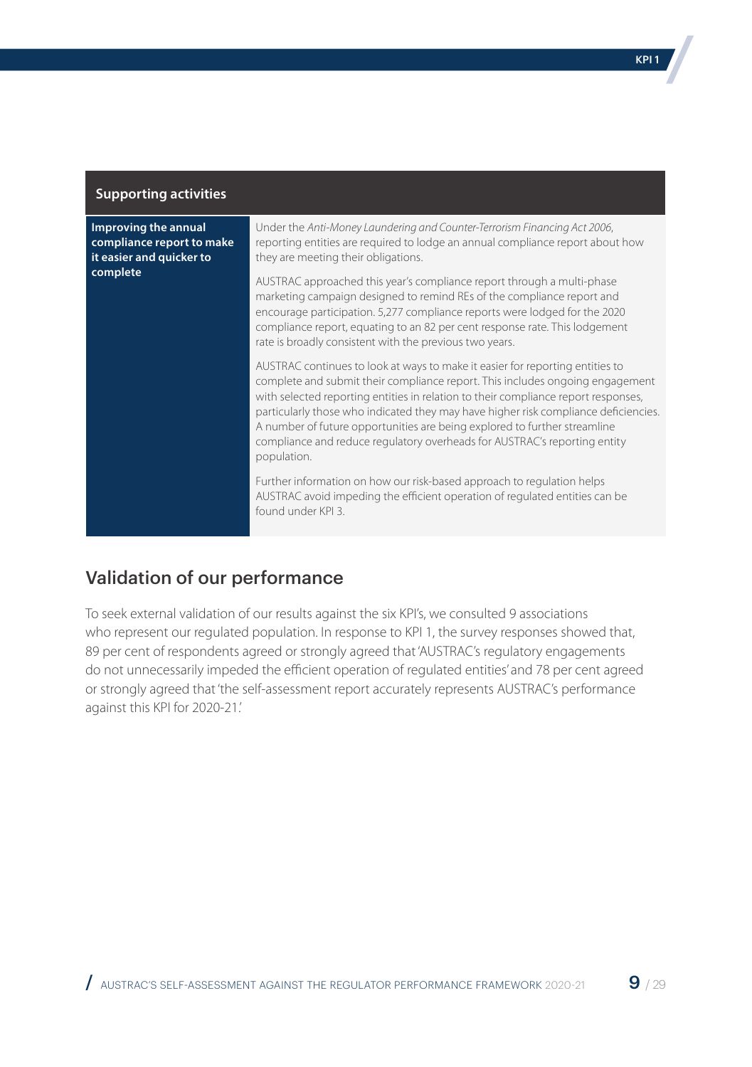| Supporting activities | |
|---|---|
| **Improving the annual compliance report to make it easier and quicker to complete** | Under the *Anti-Money Laundering and Counter-Terrorism Financing Act 2006*, reporting entities are required to lodge an annual compliance report about how they are meeting their obligations.<br><br>AUSTRAC approached this year's compliance report through a multi-phase marketing campaign designed to remind REs of the compliance report and encourage participation. 5,277 compliance reports were lodged for the 2020 compliance report, equating to an 82 per cent response rate. This lodgement rate is broadly consistent with the previous two years.<br><br>AUSTRAC continues to look at ways to make it easier for reporting entities to complete and submit their compliance report. This includes ongoing engagement with selected reporting entities in relation to their compliance report responses, particularly those who indicated they may have higher risk compliance deficiencies. A number of future opportunities are being explored to further streamline compliance and reduce regulatory overheads for AUSTRAC's reporting entity population.<br><br>Further information on how our risk-based approach to regulation helps AUSTRAC avoid impeding the efficient operation of regulated entities can be found under KPI 3. |

## Validation of our performance

To seek external validation of our results against the six KPI's, we consulted 9 associations who represent our regulated population. In response to KPI 1, the survey responses showed that, 89 per cent of respondents agreed or strongly agreed that 'AUSTRAC's regulatory engagements do not unnecessarily impeded the efficient operation of regulated entities' and 78 per cent agreed or strongly agreed that 'the self-assessment report accurately represents AUSTRAC's performance against this KPI for 2020-21.'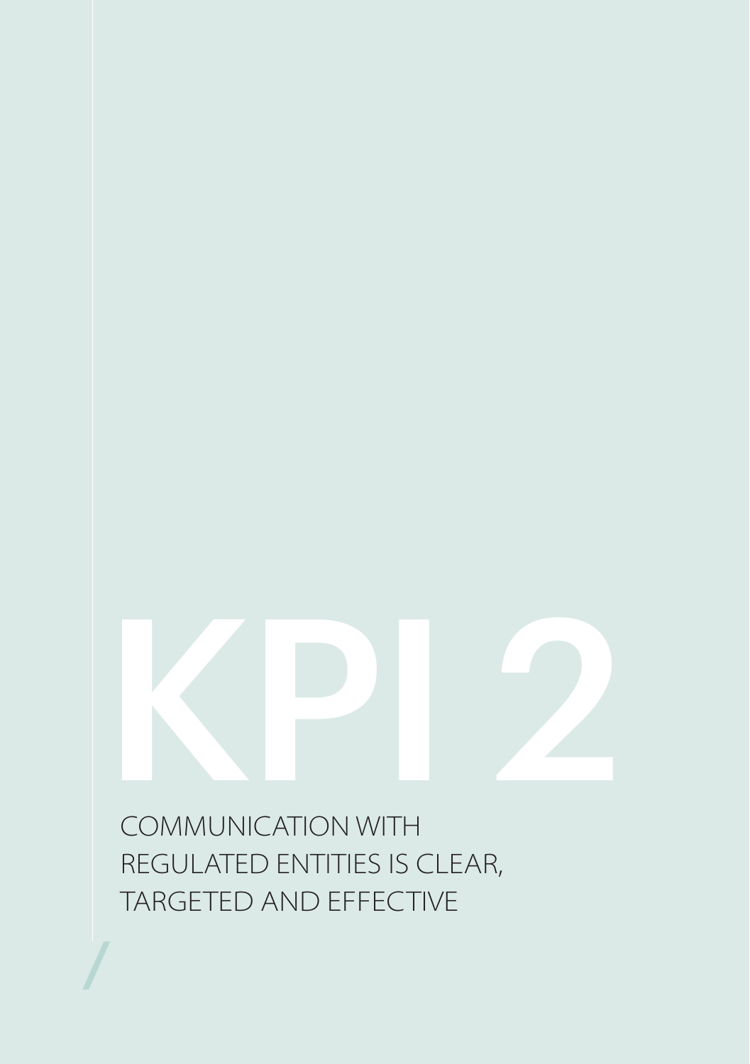# KPI 2

COMMUNICATION WITH REGULATED ENTITIES IS CLEAR, TARGETED AND EFFECTIVE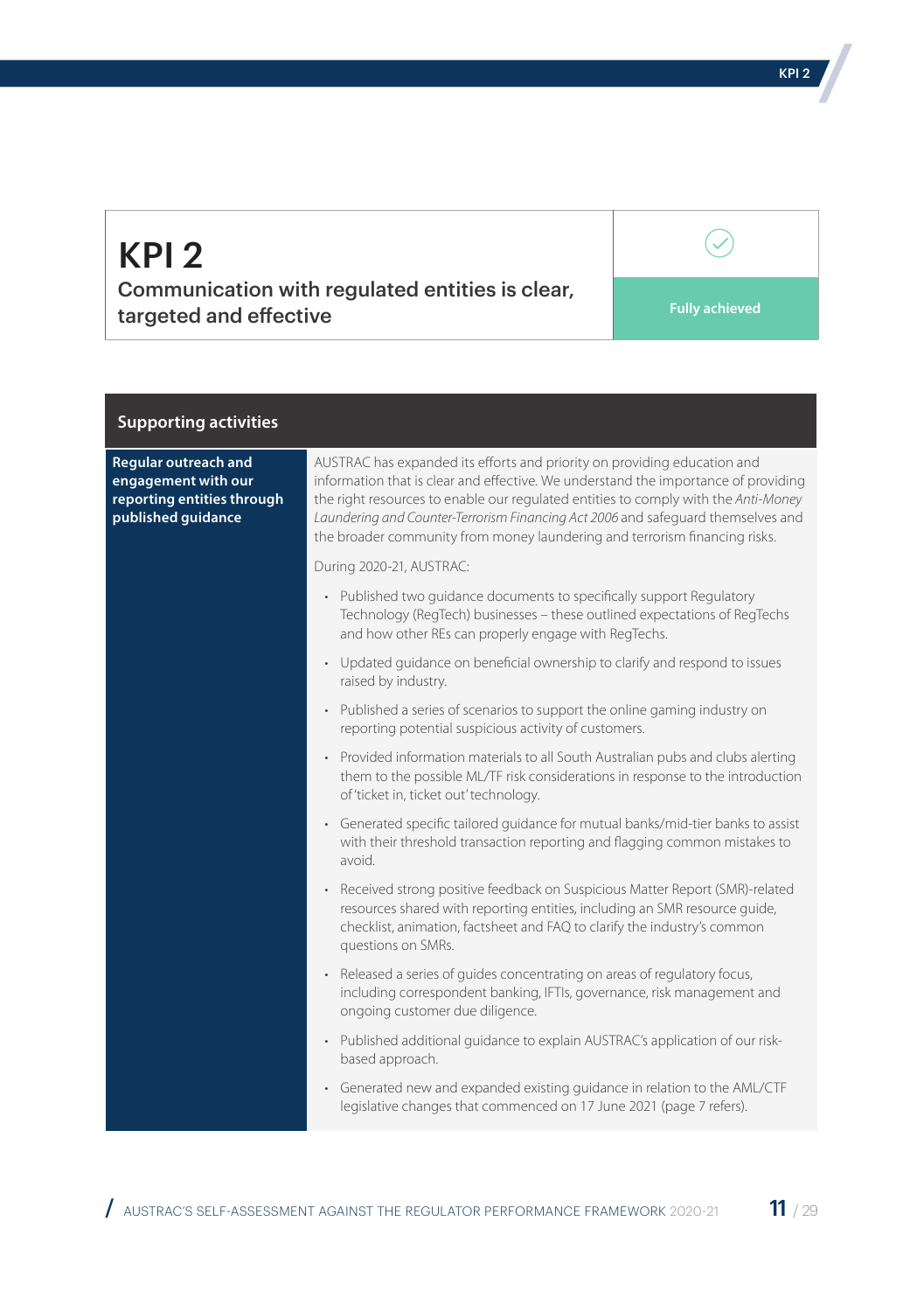# KPI 2

## Communication with regulated entities is clear, targeted and effective

**Fully achieved**

| Supporting activities | |
|---|---|
| **Regular outreach and engagement with our reporting entities through published guidance** | AUSTRAC has expanded its efforts and priority on providing education and information that is clear and effective. We understand the importance of providing the right resources to enable our regulated entities to comply with the *Anti-Money Laundering and Counter-Terrorism Financing Act 2006* and safeguard themselves and the broader community from money laundering and terrorism financing risks.<br><br>During 2020-21, AUSTRAC:<br><br>• Published two guidance documents to specifically support Regulatory Technology (RegTech) businesses – these outlined expectations of RegTechs and how other REs can properly engage with RegTechs.<br>• Updated guidance on beneficial ownership to clarify and respond to issues raised by industry.<br>• Published a series of scenarios to support the online gaming industry on reporting potential suspicious activity of customers.<br>• Provided information materials to all South Australian pubs and clubs alerting them to the possible ML/TF risk considerations in response to the introduction of 'ticket in, ticket out' technology.<br>• Generated specific tailored guidance for mutual banks/mid-tier banks to assist with their threshold transaction reporting and flagging common mistakes to avoid.<br>• Received strong positive feedback on Suspicious Matter Report (SMR)-related resources shared with reporting entities, including an SMR resource guide, checklist, animation, factsheet and FAQ to clarify the industry's common questions on SMRs.<br>• Released a series of guides concentrating on areas of regulatory focus, including correspondent banking, IFTIs, governance, risk management and ongoing customer due diligence.<br>• Published additional guidance to explain AUSTRAC's application of our risk-based approach.<br>• Generated new and expanded existing guidance in relation to the AML/CTF legislative changes that commenced on 17 June 2021 (page 7 refers). |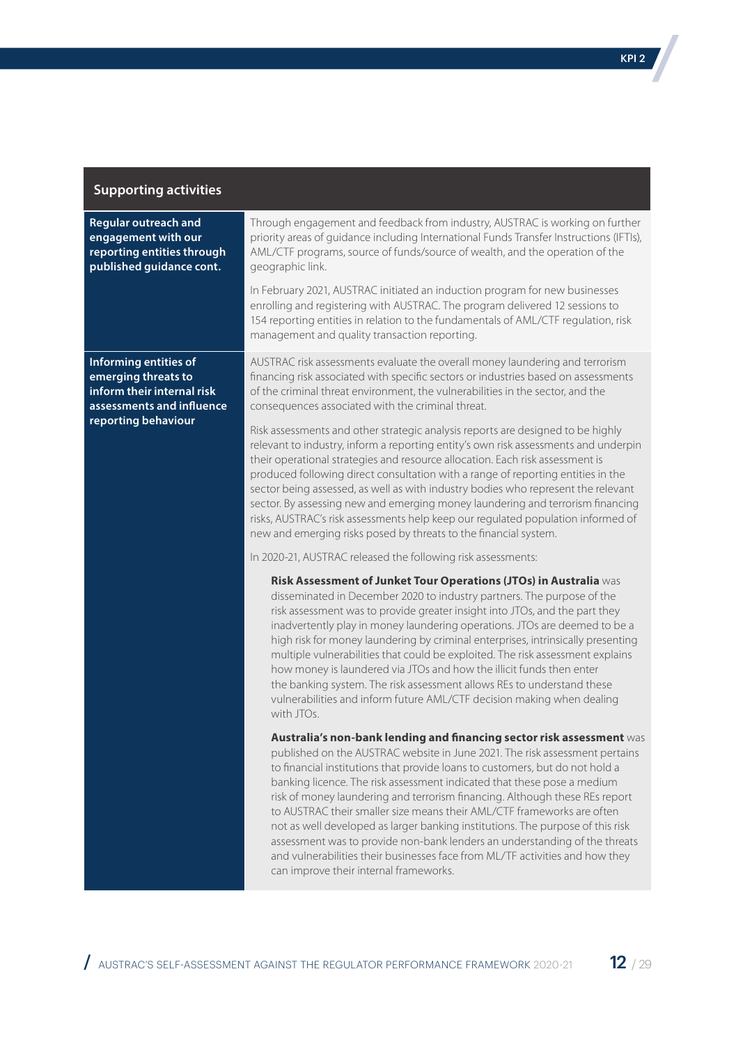| Supporting activities | |
|---|---|
| **Regular outreach and engagement with our reporting entities through published guidance cont.** | Through engagement and feedback from industry, AUSTRAC is working on further priority areas of guidance including International Funds Transfer Instructions (IFTIs), AML/CTF programs, source of funds/source of wealth, and the operation of the geographic link.<br><br>In February 2021, AUSTRAC initiated an induction program for new businesses enrolling and registering with AUSTRAC. The program delivered 12 sessions to 154 reporting entities in relation to the fundamentals of AML/CTF regulation, risk management and quality transaction reporting. |
| **Informing entities of emerging threats to inform their internal risk assessments and influence reporting behaviour** | AUSTRAC risk assessments evaluate the overall money laundering and terrorism financing risk associated with specific sectors or industries based on assessments of the criminal threat environment, the vulnerabilities in the sector, and the consequences associated with the criminal threat.<br><br>Risk assessments and other strategic analysis reports are designed to be highly relevant to industry, inform a reporting entity's own risk assessments and underpin their operational strategies and resource allocation. Each risk assessment is produced following direct consultation with a range of reporting entities in the sector being assessed, as well as with industry bodies who represent the relevant sector. By assessing new and emerging money laundering and terrorism financing risks, AUSTRAC's risk assessments help keep our regulated population informed of new and emerging risks posed by threats to the financial system.<br><br>In 2020-21, AUSTRAC released the following risk assessments:<br><br>**Risk Assessment of Junket Tour Operations (JTOs) in Australia** was disseminated in December 2020 to industry partners. The purpose of the risk assessment was to provide greater insight into JTOs, and the part they inadvertently play in money laundering operations. JTOs are deemed to be a high risk for money laundering by criminal enterprises, intrinsically presenting multiple vulnerabilities that could be exploited. The risk assessment explains how money is laundered via JTOs and how the illicit funds then enter the banking system. The risk assessment allows REs to understand these vulnerabilities and inform future AML/CTF decision making when dealing with JTOs.<br><br>**Australia's non-bank lending and financing sector risk assessment** was published on the AUSTRAC website in June 2021. The risk assessment pertains to financial institutions that provide loans to customers, but do not hold a banking licence. The risk assessment indicated that these pose a medium risk of money laundering and terrorism financing. Although these REs report to AUSTRAC their smaller size means their AML/CTF frameworks are often not as well developed as larger banking institutions. The purpose of this risk assessment was to provide non-bank lenders an understanding of the threats and vulnerabilities their businesses face from ML/TF activities and how they can improve their internal frameworks. |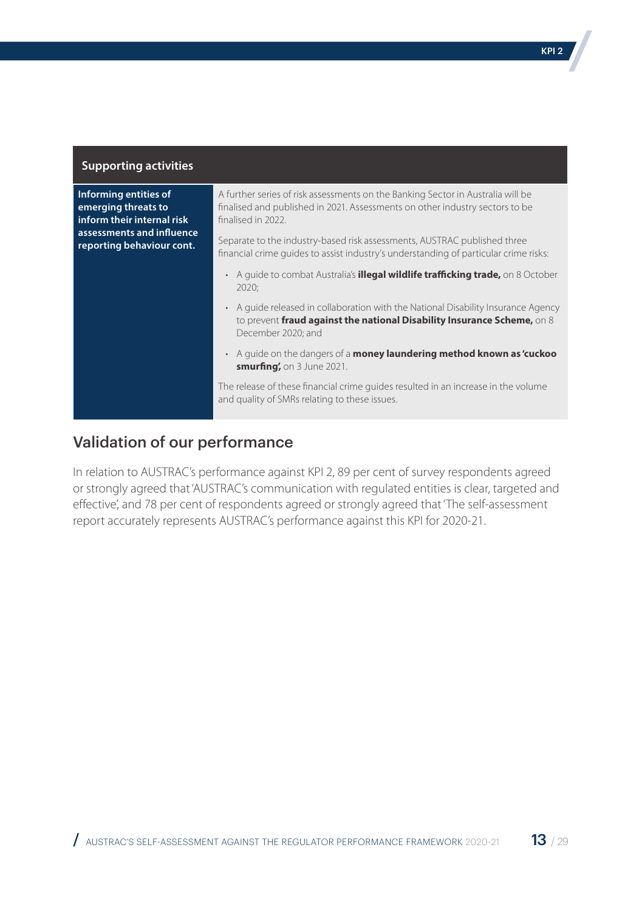| Supporting activities | |
|---|---|
| **Informing entities of emerging threats to inform their internal risk assessments and influence reporting behaviour cont.** | A further series of risk assessments on the Banking Sector in Australia will be finalised and published in 2021. Assessments on other industry sectors to be finalised in 2022.<br><br>Separate to the industry-based risk assessments, AUSTRAC published three financial crime guides to assist industry's understanding of particular crime risks:<br><br>• A guide to combat Australia's **illegal wildlife trafficking trade,** on 8 October 2020;<br><br>• A guide released in collaboration with the National Disability Insurance Agency to prevent **fraud against the national Disability Insurance Scheme,** on 8 December 2020; and<br><br>• A guide on the dangers of a **money laundering method known as 'cuckoo smurfing',** on 3 June 2021.<br><br>The release of these financial crime guides resulted in an increase in the volume and quality of SMRs relating to these issues. |

## Validation of our performance

In relation to AUSTRAC's performance against KPI 2, 89 per cent of survey respondents agreed or strongly agreed that 'AUSTRAC's communication with regulated entities is clear, targeted and effective', and 78 per cent of respondents agreed or strongly agreed that 'The self-assessment report accurately represents AUSTRAC's performance against this KPI for 2020-21.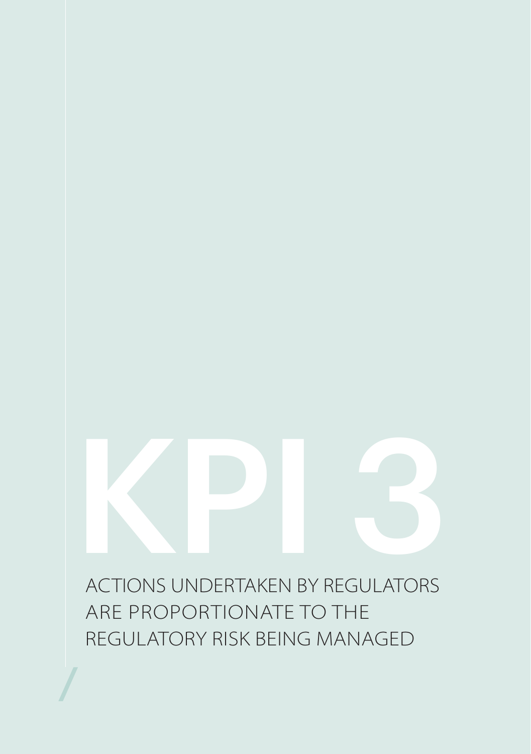# KPI 3

ACTIONS UNDERTAKEN BY REGULATORS ARE PROPORTIONATE TO THE REGULATORY RISK BEING MANAGED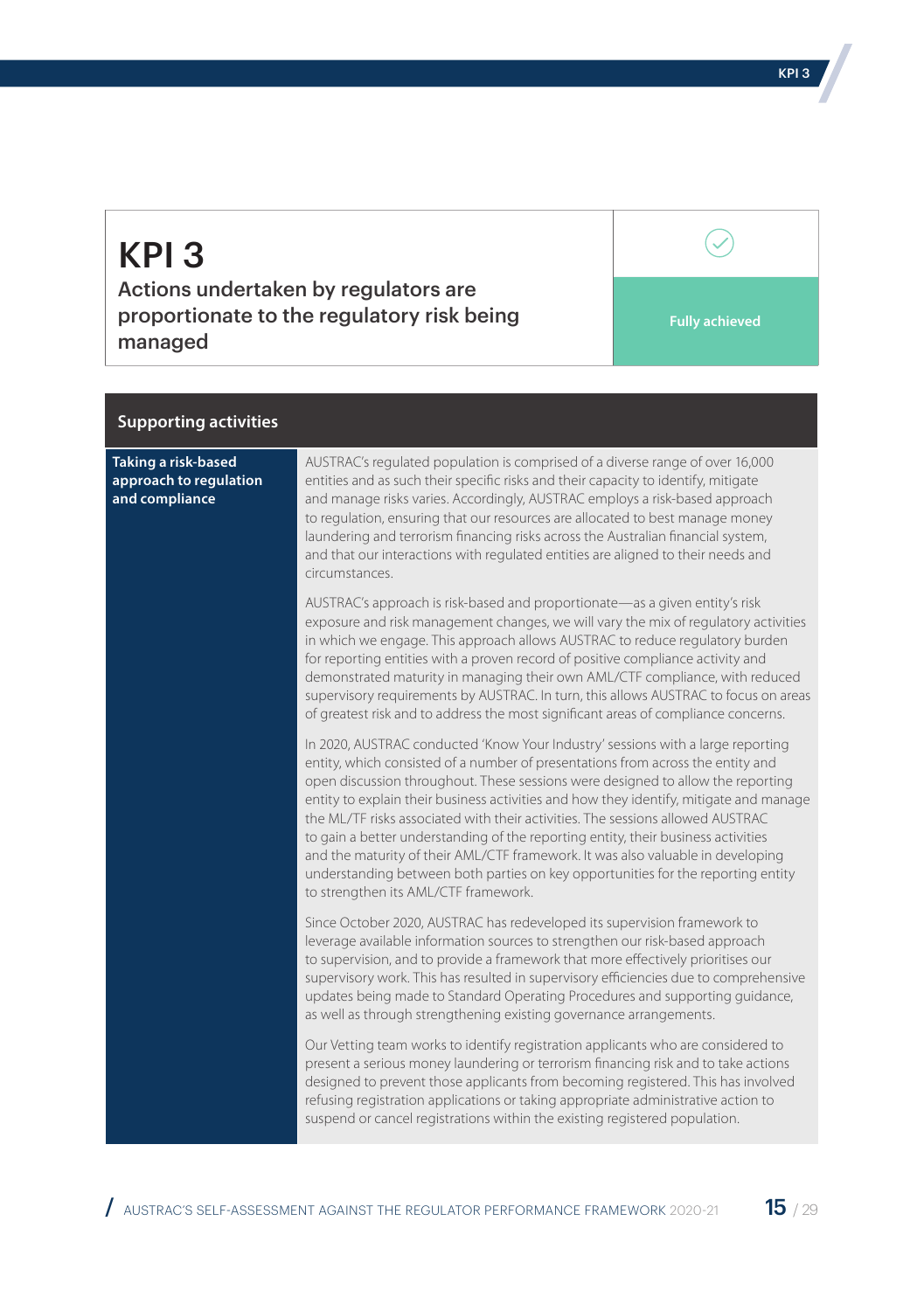# KPI 3

## Actions undertaken by regulators are proportionate to the regulatory risk being managed

**Fully achieved**

## Supporting activities

### Taking a risk-based approach to regulation and compliance

AUSTRAC's regulated population is comprised of a diverse range of over 16,000 entities and as such their specific risks and their capacity to identify, mitigate and manage risks varies. Accordingly, AUSTRAC employs a risk-based approach to regulation, ensuring that our resources are allocated to best manage money laundering and terrorism financing risks across the Australian financial system, and that our interactions with regulated entities are aligned to their needs and circumstances.

AUSTRAC's approach is risk-based and proportionate—as a given entity's risk exposure and risk management changes, we will vary the mix of regulatory activities in which we engage. This approach allows AUSTRAC to reduce regulatory burden for reporting entities with a proven record of positive compliance activity and demonstrated maturity in managing their own AML/CTF compliance, with reduced supervisory requirements by AUSTRAC. In turn, this allows AUSTRAC to focus on areas of greatest risk and to address the most significant areas of compliance concerns.

In 2020, AUSTRAC conducted 'Know Your Industry' sessions with a large reporting entity, which consisted of a number of presentations from across the entity and open discussion throughout. These sessions were designed to allow the reporting entity to explain their business activities and how they identify, mitigate and manage the ML/TF risks associated with their activities. The sessions allowed AUSTRAC to gain a better understanding of the reporting entity, their business activities and the maturity of their AML/CTF framework. It was also valuable in developing understanding between both parties on key opportunities for the reporting entity to strengthen its AML/CTF framework.

Since October 2020, AUSTRAC has redeveloped its supervision framework to leverage available information sources to strengthen our risk-based approach to supervision, and to provide a framework that more effectively prioritises our supervisory work. This has resulted in supervisory efficiencies due to comprehensive updates being made to Standard Operating Procedures and supporting guidance, as well as through strengthening existing governance arrangements.

Our Vetting team works to identify registration applicants who are considered to present a serious money laundering or terrorism financing risk and to take actions designed to prevent those applicants from becoming registered. This has involved refusing registration applications or taking appropriate administrative action to suspend or cancel registrations within the existing registered population.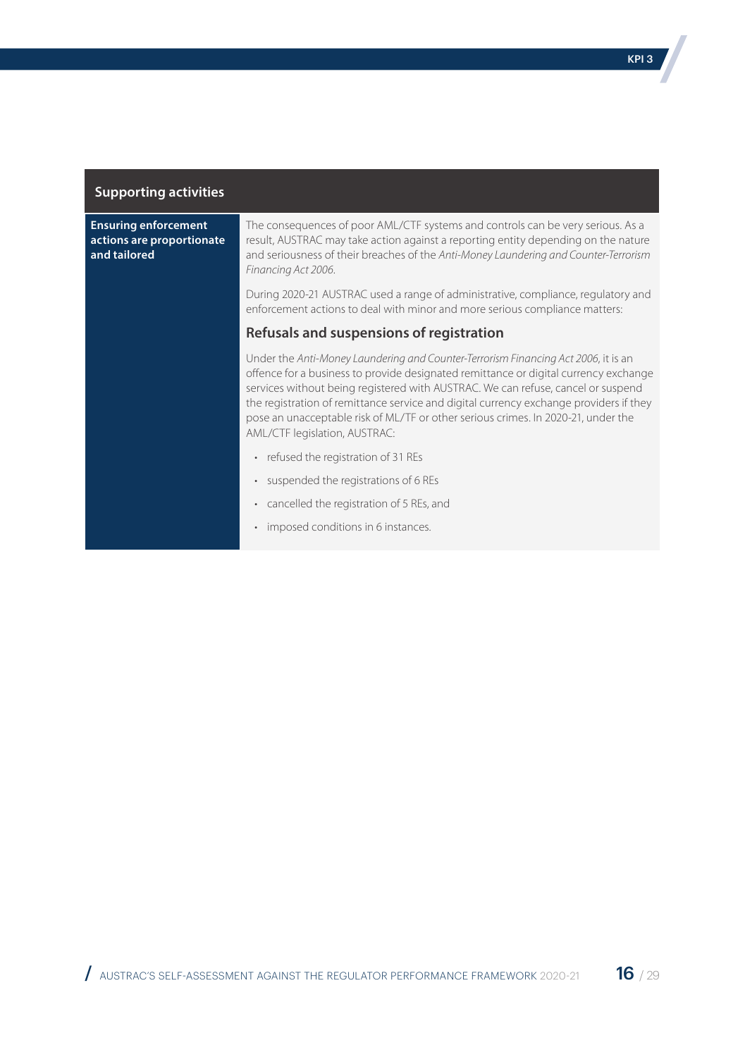| Supporting activities | |
|---|---|
| **Ensuring enforcement actions are proportionate and tailored** | The consequences of poor AML/CTF systems and controls can be very serious. As a result, AUSTRAC may take action against a reporting entity depending on the nature and seriousness of their breaches of the *Anti-Money Laundering and Counter-Terrorism Financing Act 2006*.<br><br>During 2020-21 AUSTRAC used a range of administrative, compliance, regulatory and enforcement actions to deal with minor and more serious compliance matters:<br><br>**Refusals and suspensions of registration**<br><br>Under the *Anti-Money Laundering and Counter-Terrorism Financing Act 2006*, it is an offence for a business to provide designated remittance or digital currency exchange services without being registered with AUSTRAC. We can refuse, cancel or suspend the registration of remittance service and digital currency exchange providers if they pose an unacceptable risk of ML/TF or other serious crimes. In 2020-21, under the AML/CTF legislation, AUSTRAC:<br><br>• refused the registration of 31 REs<br>• suspended the registrations of 6 REs<br>• cancelled the registration of 5 REs, and<br>• imposed conditions in 6 instances. |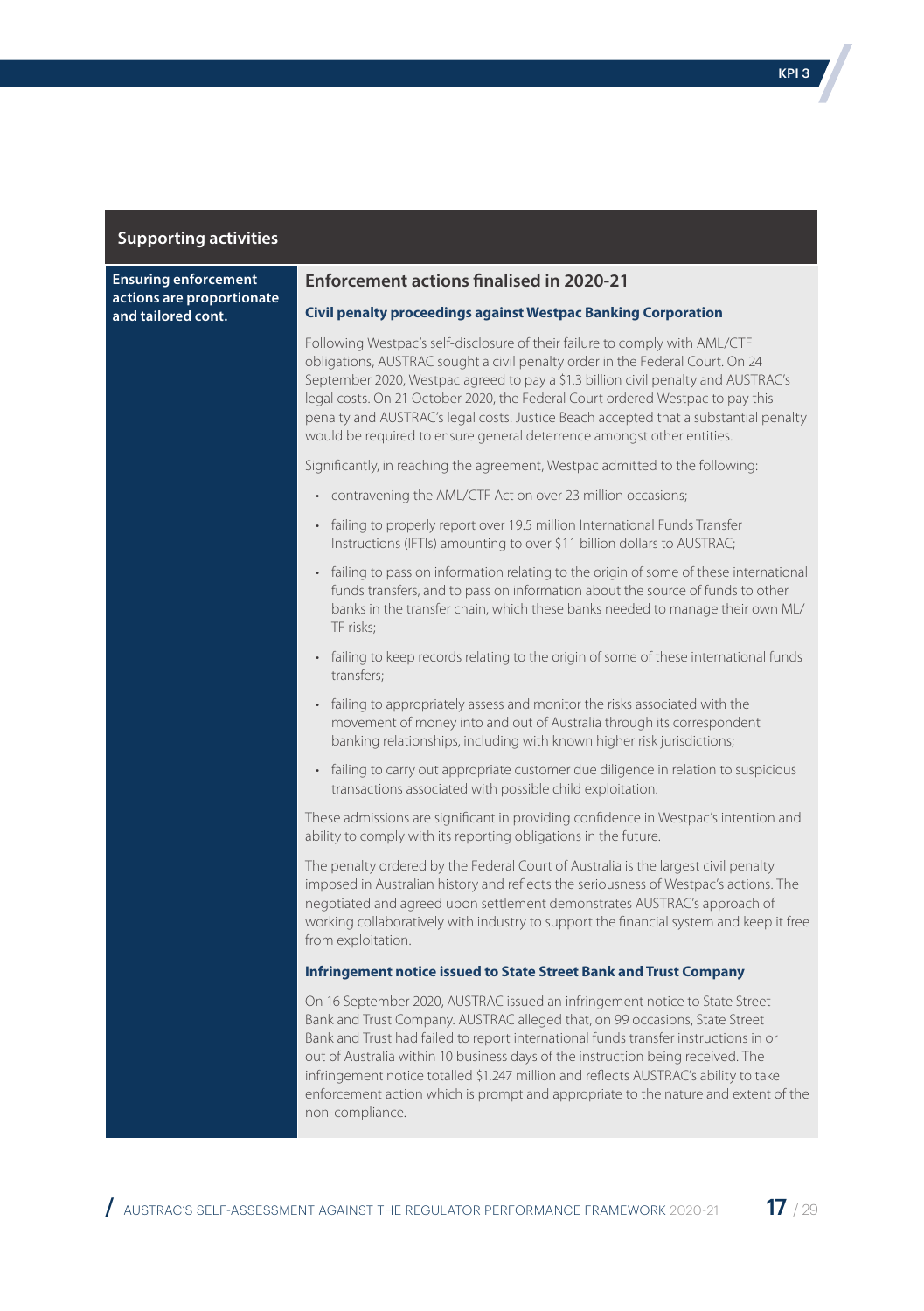## Supporting activities

**Ensuring enforcement actions are proportionate and tailored cont.**

### Enforcement actions finalised in 2020-21

**Civil penalty proceedings against Westpac Banking Corporation**

Following Westpac's self-disclosure of their failure to comply with AML/CTF obligations, AUSTRAC sought a civil penalty order in the Federal Court. On 24 September 2020, Westpac agreed to pay a $1.3 billion civil penalty and AUSTRAC's legal costs. On 21 October 2020, the Federal Court ordered Westpac to pay this penalty and AUSTRAC's legal costs. Justice Beach accepted that a substantial penalty would be required to ensure general deterrence amongst other entities.

Significantly, in reaching the agreement, Westpac admitted to the following:

- contravening the AML/CTF Act on over 23 million occasions;
- failing to properly report over 19.5 million International Funds Transfer Instructions (IFTIs) amounting to over $11 billion dollars to AUSTRAC;
- failing to pass on information relating to the origin of some of these international funds transfers, and to pass on information about the source of funds to other banks in the transfer chain, which these banks needed to manage their own ML/TF risks;
- failing to keep records relating to the origin of some of these international funds transfers;
- failing to appropriately assess and monitor the risks associated with the movement of money into and out of Australia through its correspondent banking relationships, including with known higher risk jurisdictions;
- failing to carry out appropriate customer due diligence in relation to suspicious transactions associated with possible child exploitation.

These admissions are significant in providing confidence in Westpac's intention and ability to comply with its reporting obligations in the future.

The penalty ordered by the Federal Court of Australia is the largest civil penalty imposed in Australian history and reflects the seriousness of Westpac's actions. The negotiated and agreed upon settlement demonstrates AUSTRAC's approach of working collaboratively with industry to support the financial system and keep it free from exploitation.

**Infringement notice issued to State Street Bank and Trust Company**

On 16 September 2020, AUSTRAC issued an infringement notice to State Street Bank and Trust Company. AUSTRAC alleged that, on 99 occasions, State Street Bank and Trust had failed to report international funds transfer instructions in or out of Australia within 10 business days of the instruction being received. The infringement notice totalled $1.247 million and reflects AUSTRAC's ability to take enforcement action which is prompt and appropriate to the nature and extent of the non-compliance.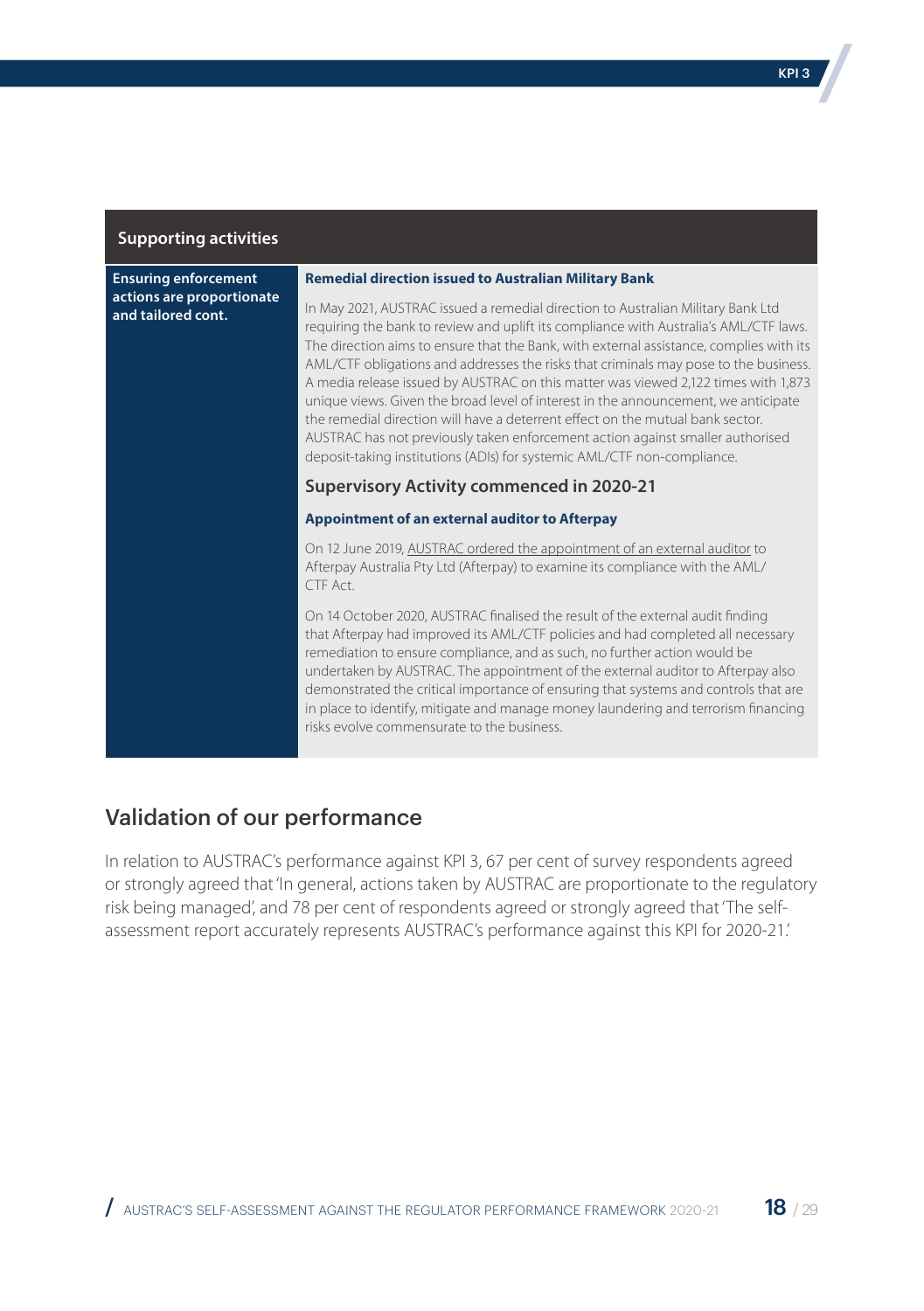| Supporting activities | |
|---|---|
| **Ensuring enforcement actions are proportionate and tailored cont.** | **Remedial direction issued to Australian Military Bank**<br><br>In May 2021, AUSTRAC issued a remedial direction to Australian Military Bank Ltd requiring the bank to review and uplift its compliance with Australia's AML/CTF laws. The direction aims to ensure that the Bank, with external assistance, complies with its AML/CTF obligations and addresses the risks that criminals may pose to the business. A media release issued by AUSTRAC on this matter was viewed 2,122 times with 1,873 unique views. Given the broad level of interest in the announcement, we anticipate the remedial direction will have a deterrent effect on the mutual bank sector. AUSTRAC has not previously taken enforcement action against smaller authorised deposit-taking institutions (ADIs) for systemic AML/CTF non-compliance.<br><br>**Supervisory Activity commenced in 2020-21**<br><br>**Appointment of an external auditor to Afterpay**<br><br>On 12 June 2019, AUSTRAC ordered the appointment of an external auditor to Afterpay Australia Pty Ltd (Afterpay) to examine its compliance with the AML/CTF Act.<br><br>On 14 October 2020, AUSTRAC finalised the result of the external audit finding that Afterpay had improved its AML/CTF policies and had completed all necessary remediation to ensure compliance, and as such, no further action would be undertaken by AUSTRAC. The appointment of the external auditor to Afterpay also demonstrated the critical importance of ensuring that systems and controls that are in place to identify, mitigate and manage money laundering and terrorism financing risks evolve commensurate to the business. |

## Validation of our performance

In relation to AUSTRAC's performance against KPI 3, 67 per cent of survey respondents agreed or strongly agreed that 'In general, actions taken by AUSTRAC are proportionate to the regulatory risk being managed', and 78 per cent of respondents agreed or strongly agreed that 'The self-assessment report accurately represents AUSTRAC's performance against this KPI for 2020-21.'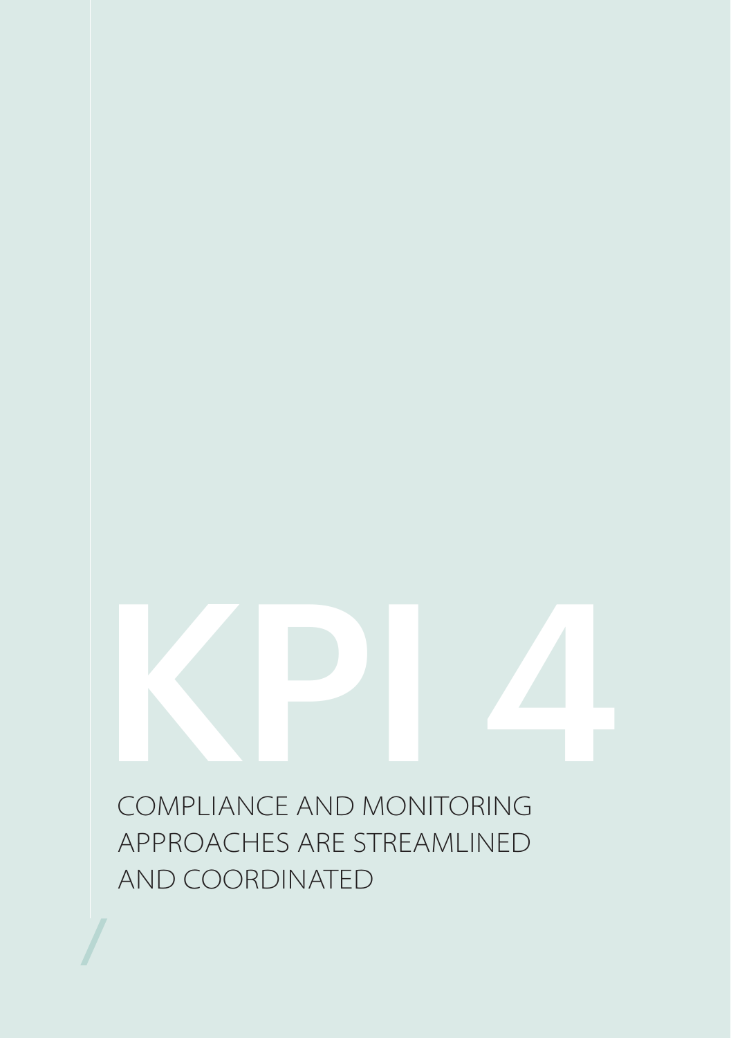# KPI 4

COMPLIANCE AND MONITORING APPROACHES ARE STREAMLINED AND COORDINATED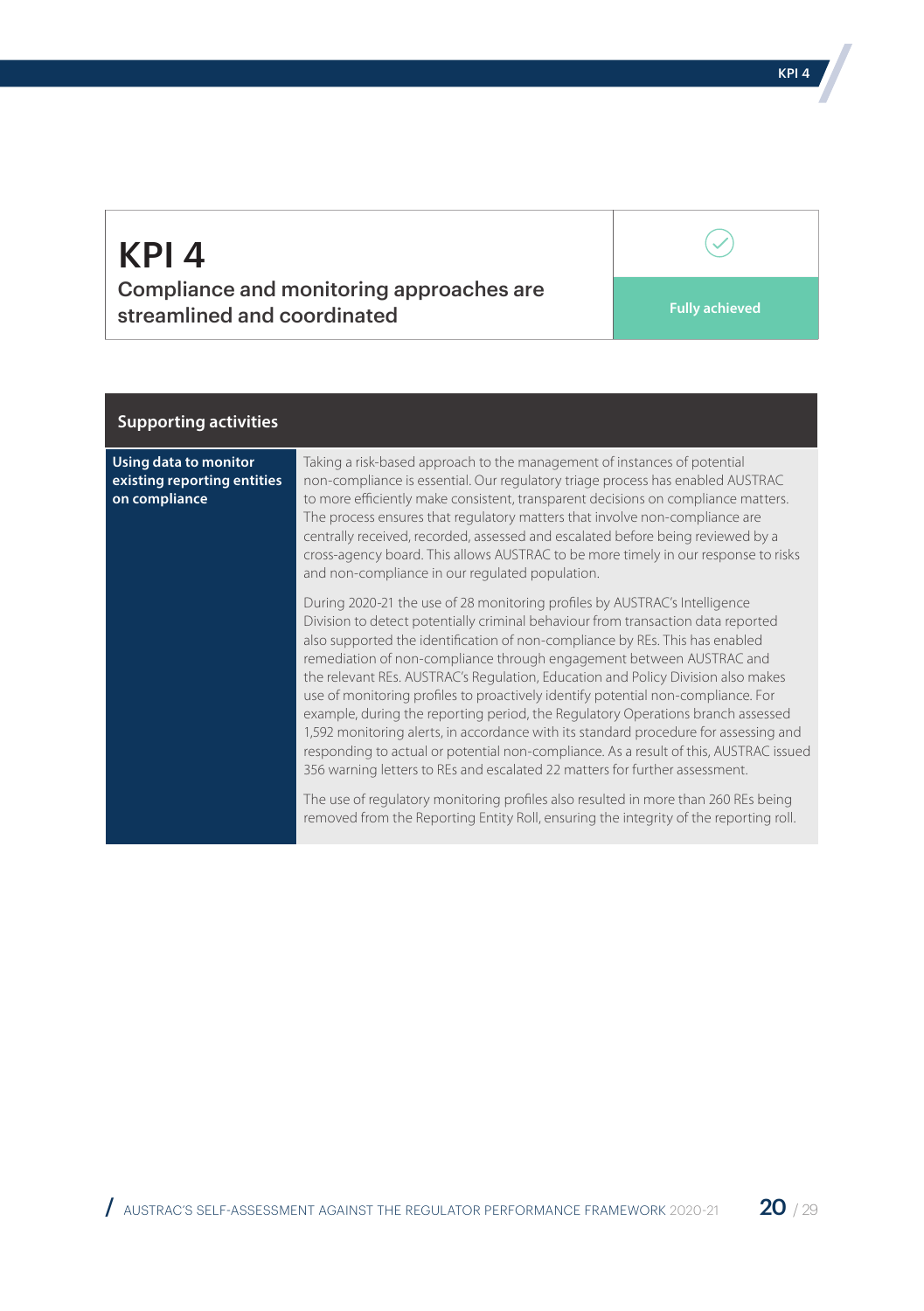# KPI 4

## Compliance and monitoring approaches are streamlined and coordinated

Fully achieved

| Supporting activities | |
|---|---|
| **Using data to monitor existing reporting entities on compliance** | Taking a risk-based approach to the management of instances of potential non-compliance is essential. Our regulatory triage process has enabled AUSTRAC to more efficiently make consistent, transparent decisions on compliance matters. The process ensures that regulatory matters that involve non-compliance are centrally received, recorded, assessed and escalated before being reviewed by a cross-agency board. This allows AUSTRAC to be more timely in our response to risks and non-compliance in our regulated population.<br><br>During 2020-21 the use of 28 monitoring profiles by AUSTRAC's Intelligence Division to detect potentially criminal behaviour from transaction data reported also supported the identification of non-compliance by REs. This has enabled remediation of non-compliance through engagement between AUSTRAC and the relevant REs. AUSTRAC's Regulation, Education and Policy Division also makes use of monitoring profiles to proactively identify potential non-compliance. For example, during the reporting period, the Regulatory Operations branch assessed 1,592 monitoring alerts, in accordance with its standard procedure for assessing and responding to actual or potential non-compliance. As a result of this, AUSTRAC issued 356 warning letters to REs and escalated 22 matters for further assessment.<br><br>The use of regulatory monitoring profiles also resulted in more than 260 REs being removed from the Reporting Entity Roll, ensuring the integrity of the reporting roll. |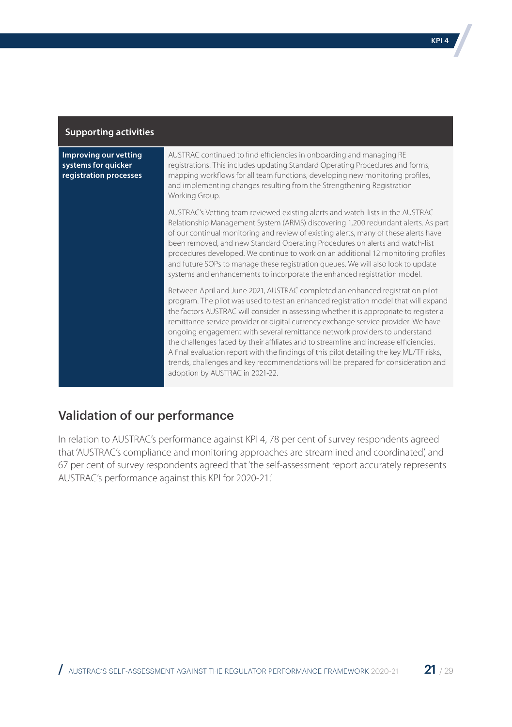| Supporting activities | |
|---|---|
| **Improving our vetting systems for quicker registration processes** | AUSTRAC continued to find efficiencies in onboarding and managing RE registrations. This includes updating Standard Operating Procedures and forms, mapping workflows for all team functions, developing new monitoring profiles, and implementing changes resulting from the Strengthening Registration Working Group.<br><br>AUSTRAC's Vetting team reviewed existing alerts and watch-lists in the AUSTRAC Relationship Management System (ARMS) discovering 1,200 redundant alerts. As part of our continual monitoring and review of existing alerts, many of these alerts have been removed, and new Standard Operating Procedures on alerts and watch-list procedures developed. We continue to work on an additional 12 monitoring profiles and future SOPs to manage these registration queues. We will also look to update systems and enhancements to incorporate the enhanced registration model.<br><br>Between April and June 2021, AUSTRAC completed an enhanced registration pilot program. The pilot was used to test an enhanced registration model that will expand the factors AUSTRAC will consider in assessing whether it is appropriate to register a remittance service provider or digital currency exchange service provider. We have ongoing engagement with several remittance network providers to understand the challenges faced by their affiliates and to streamline and increase efficiencies. A final evaluation report with the findings of this pilot detailing the key ML/TF risks, trends, challenges and key recommendations will be prepared for consideration and adoption by AUSTRAC in 2021-22. |

## Validation of our performance

In relation to AUSTRAC's performance against KPI 4, 78 per cent of survey respondents agreed that 'AUSTRAC's compliance and monitoring approaches are streamlined and coordinated', and 67 per cent of survey respondents agreed that 'the self-assessment report accurately represents AUSTRAC's performance against this KPI for 2020-21.'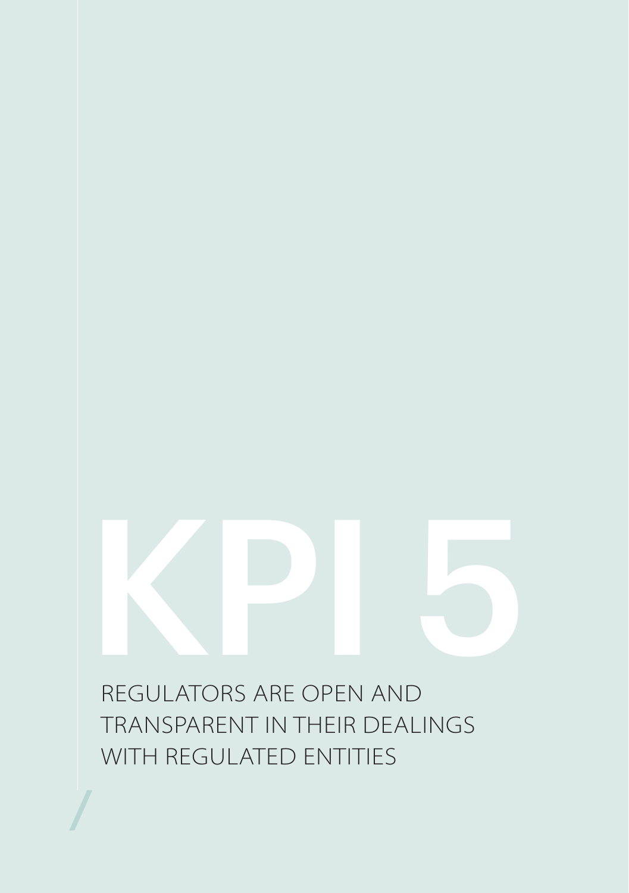# KPI 5

REGULATORS ARE OPEN AND TRANSPARENT IN THEIR DEALINGS WITH REGULATED ENTITIES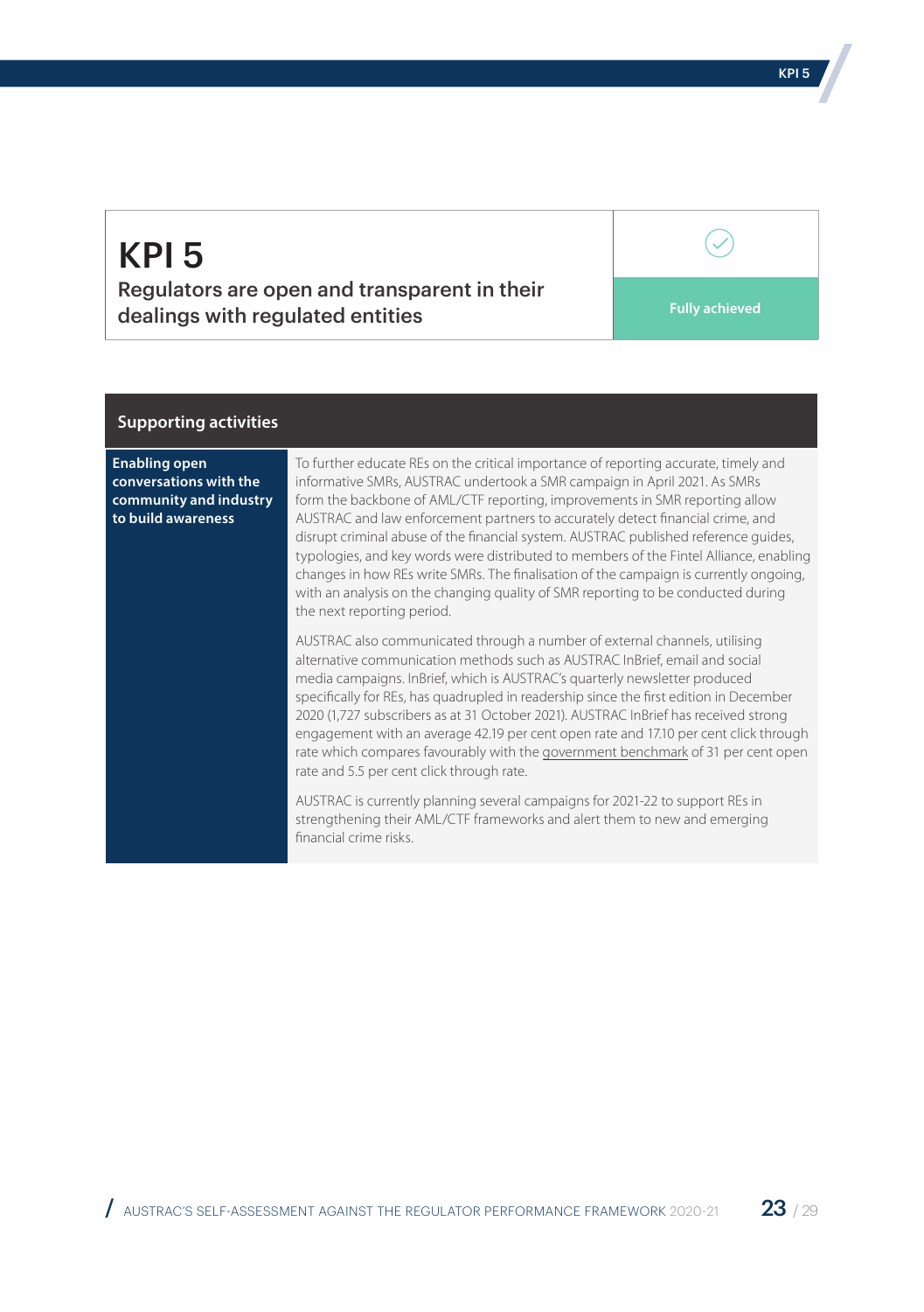# KPI 5

## Regulators are open and transparent in their dealings with regulated entities

**Fully achieved**

| Supporting activities | |
|---|---|
| **Enabling open conversations with the community and industry to build awareness** | To further educate REs on the critical importance of reporting accurate, timely and informative SMRs, AUSTRAC undertook a SMR campaign in April 2021. As SMRs form the backbone of AML/CTF reporting, improvements in SMR reporting allow AUSTRAC and law enforcement partners to accurately detect financial crime, and disrupt criminal abuse of the financial system. AUSTRAC published reference guides, typologies, and key words were distributed to members of the Fintel Alliance, enabling changes in how REs write SMRs. The finalisation of the campaign is currently ongoing, with an analysis on the changing quality of SMR reporting to be conducted during the next reporting period.<br><br>AUSTRAC also communicated through a number of external channels, utilising alternative communication methods such as AUSTRAC InBrief, email and social media campaigns. InBrief, which is AUSTRAC's quarterly newsletter produced specifically for REs, has quadrupled in readership since the first edition in December 2020 (1,727 subscribers as at 31 October 2021). AUSTRAC InBrief has received strong engagement with an average 42.19 per cent open rate and 17.10 per cent click through rate which compares favourably with the government benchmark of 31 per cent open rate and 5.5 per cent click through rate.<br><br>AUSTRAC is currently planning several campaigns for 2021-22 to support REs in strengthening their AML/CTF frameworks and alert them to new and emerging financial crime risks. |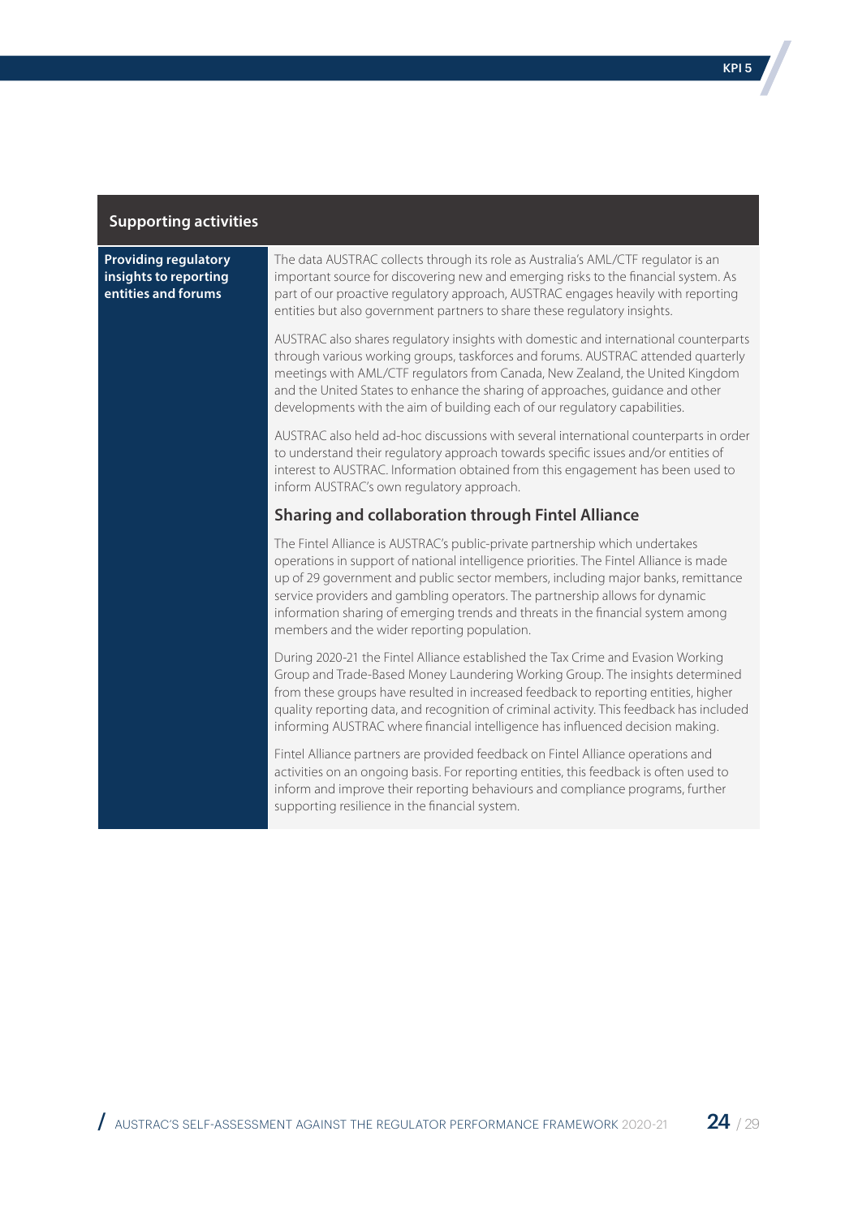| Supporting activities | |
|---|---|
| **Providing regulatory insights to reporting entities and forums** | The data AUSTRAC collects through its role as Australia's AML/CTF regulator is an important source for discovering new and emerging risks to the financial system. As part of our proactive regulatory approach, AUSTRAC engages heavily with reporting entities but also government partners to share these regulatory insights.<br><br>AUSTRAC also shares regulatory insights with domestic and international counterparts through various working groups, taskforces and forums. AUSTRAC attended quarterly meetings with AML/CTF regulators from Canada, New Zealand, the United Kingdom and the United States to enhance the sharing of approaches, guidance and other developments with the aim of building each of our regulatory capabilities.<br><br>AUSTRAC also held ad-hoc discussions with several international counterparts in order to understand their regulatory approach towards specific issues and/or entities of interest to AUSTRAC. Information obtained from this engagement has been used to inform AUSTRAC's own regulatory approach.<br><br>**Sharing and collaboration through Fintel Alliance**<br><br>The Fintel Alliance is AUSTRAC's public-private partnership which undertakes operations in support of national intelligence priorities. The Fintel Alliance is made up of 29 government and public sector members, including major banks, remittance service providers and gambling operators. The partnership allows for dynamic information sharing of emerging trends and threats in the financial system among members and the wider reporting population.<br><br>During 2020-21 the Fintel Alliance established the Tax Crime and Evasion Working Group and Trade-Based Money Laundering Working Group. The insights determined from these groups have resulted in increased feedback to reporting entities, higher quality reporting data, and recognition of criminal activity. This feedback has included informing AUSTRAC where financial intelligence has influenced decision making.<br><br>Fintel Alliance partners are provided feedback on Fintel Alliance operations and activities on an ongoing basis. For reporting entities, this feedback is often used to inform and improve their reporting behaviours and compliance programs, further supporting resilience in the financial system. |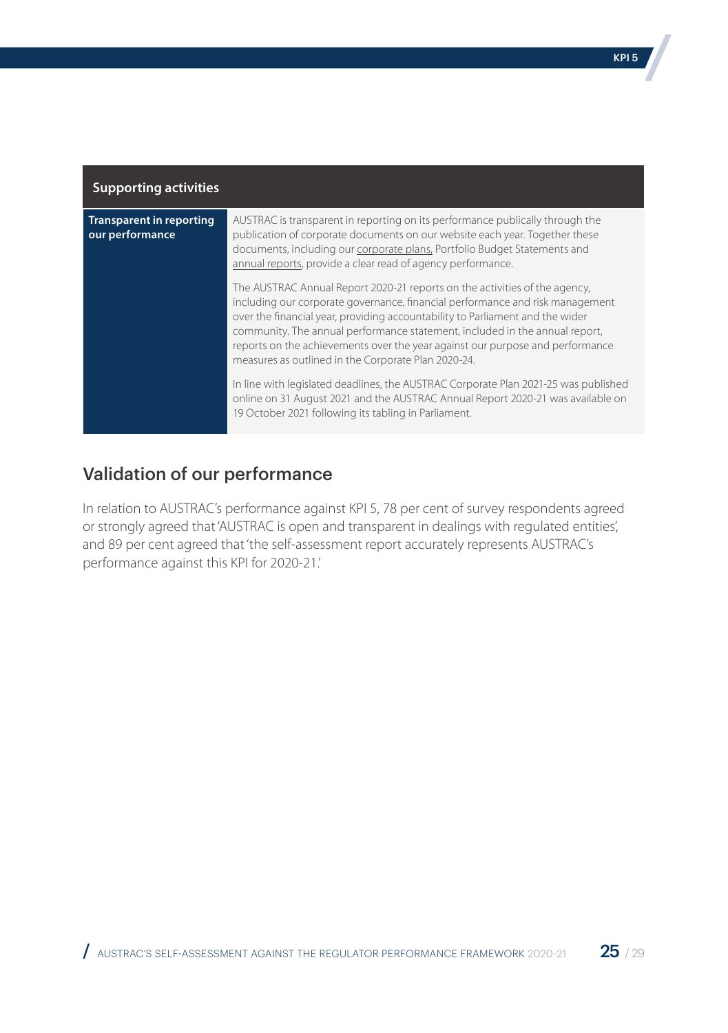| Supporting activities | |
|---|---|
| **Transparent in reporting our performance** | AUSTRAC is transparent in reporting on its performance publically through the publication of corporate documents on our website each year. Together these documents, including our corporate plans, Portfolio Budget Statements and annual reports, provide a clear read of agency performance.<br><br>The AUSTRAC Annual Report 2020-21 reports on the activities of the agency, including our corporate governance, financial performance and risk management over the financial year, providing accountability to Parliament and the wider community. The annual performance statement, included in the annual report, reports on the achievements over the year against our purpose and performance measures as outlined in the Corporate Plan 2020-24.<br><br>In line with legislated deadlines, the AUSTRAC Corporate Plan 2021-25 was published online on 31 August 2021 and the AUSTRAC Annual Report 2020-21 was available on 19 October 2021 following its tabling in Parliament. |

## Validation of our performance

In relation to AUSTRAC's performance against KPI 5, 78 per cent of survey respondents agreed or strongly agreed that 'AUSTRAC is open and transparent in dealings with regulated entities', and 89 per cent agreed that 'the self-assessment report accurately represents AUSTRAC's performance against this KPI for 2020-21.'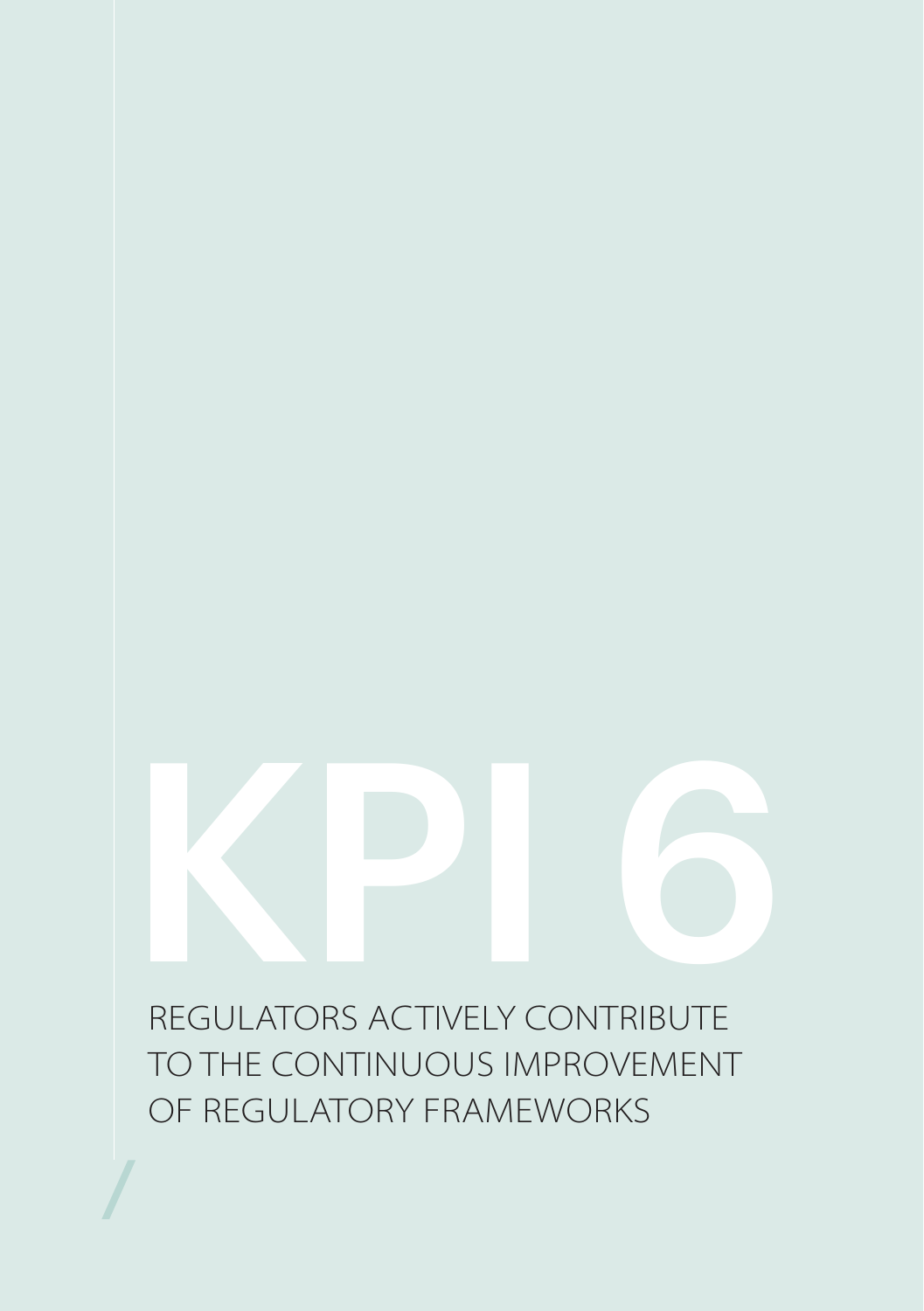# KPI 6

REGULATORS ACTIVELY CONTRIBUTE TO THE CONTINUOUS IMPROVEMENT OF REGULATORY FRAMEWORKS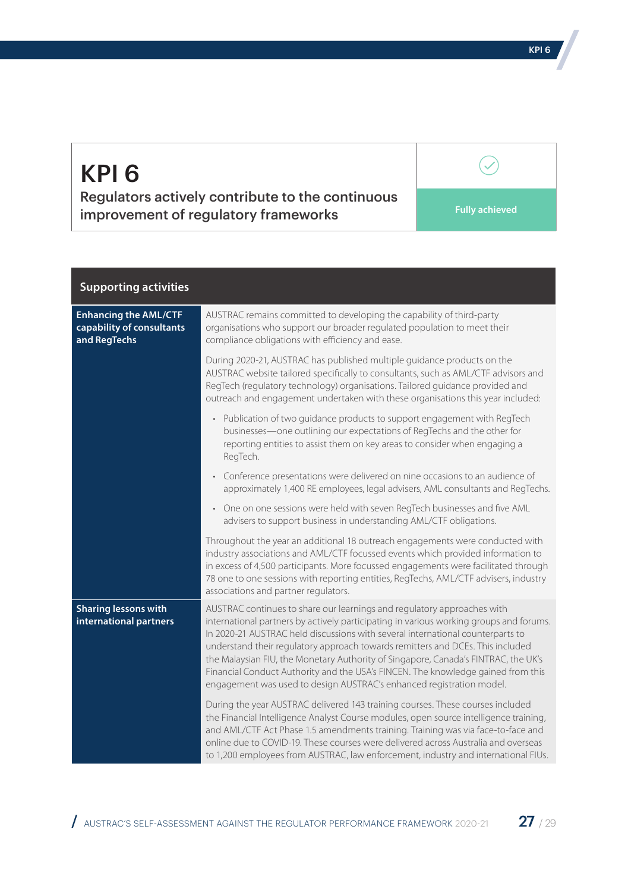# KPI 6

## Regulators actively contribute to the continuous improvement of regulatory frameworks

**Fully achieved**

| Supporting activities | |
|---|---|
| **Enhancing the AML/CTF capability of consultants and RegTechs** | AUSTRAC remains committed to developing the capability of third-party organisations who support our broader regulated population to meet their compliance obligations with efficiency and ease.<br><br>During 2020-21, AUSTRAC has published multiple guidance products on the AUSTRAC website tailored specifically to consultants, such as AML/CTF advisors and RegTech (regulatory technology) organisations. Tailored guidance provided and outreach and engagement undertaken with these organisations this year included:<br><br>• Publication of two guidance products to support engagement with RegTech businesses—one outlining our expectations of RegTechs and the other for reporting entities to assist them on key areas to consider when engaging a RegTech.<br>• Conference presentations were delivered on nine occasions to an audience of approximately 1,400 RE employees, legal advisers, AML consultants and RegTechs.<br>• One on one sessions were held with seven RegTech businesses and five AML advisers to support business in understanding AML/CTF obligations.<br><br>Throughout the year an additional 18 outreach engagements were conducted with industry associations and AML/CTF focussed events which provided information to in excess of 4,500 participants. More focussed engagements were facilitated through 78 one to one sessions with reporting entities, RegTechs, AML/CTF advisers, industry associations and partner regulators. |
| **Sharing lessons with international partners** | AUSTRAC continues to share our learnings and regulatory approaches with international partners by actively participating in various working groups and forums. In 2020-21 AUSTRAC held discussions with several international counterparts to understand their regulatory approach towards remitters and DCEs. This included the Malaysian FIU, the Monetary Authority of Singapore, Canada's FINTRAC, the UK's Financial Conduct Authority and the USA's FINCEN. The knowledge gained from this engagement was used to design AUSTRAC's enhanced registration model.<br><br>During the year AUSTRAC delivered 143 training courses. These courses included the Financial Intelligence Analyst Course modules, open source intelligence training, and AML/CTF Act Phase 1.5 amendments training. Training was via face-to-face and online due to COVID-19. These courses were delivered across Australia and overseas to 1,200 employees from AUSTRAC, law enforcement, industry and international FIUs. |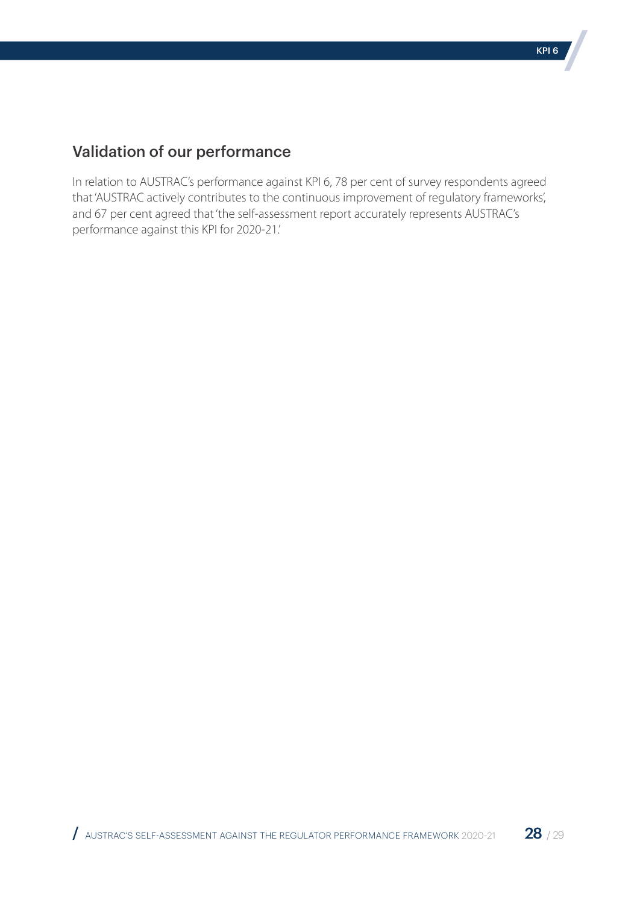## Validation of our performance

In relation to AUSTRAC's performance against KPI 6, 78 per cent of survey respondents agreed that 'AUSTRAC actively contributes to the continuous improvement of regulatory frameworks', and 67 per cent agreed that 'the self-assessment report accurately represents AUSTRAC's performance against this KPI for 2020-21.'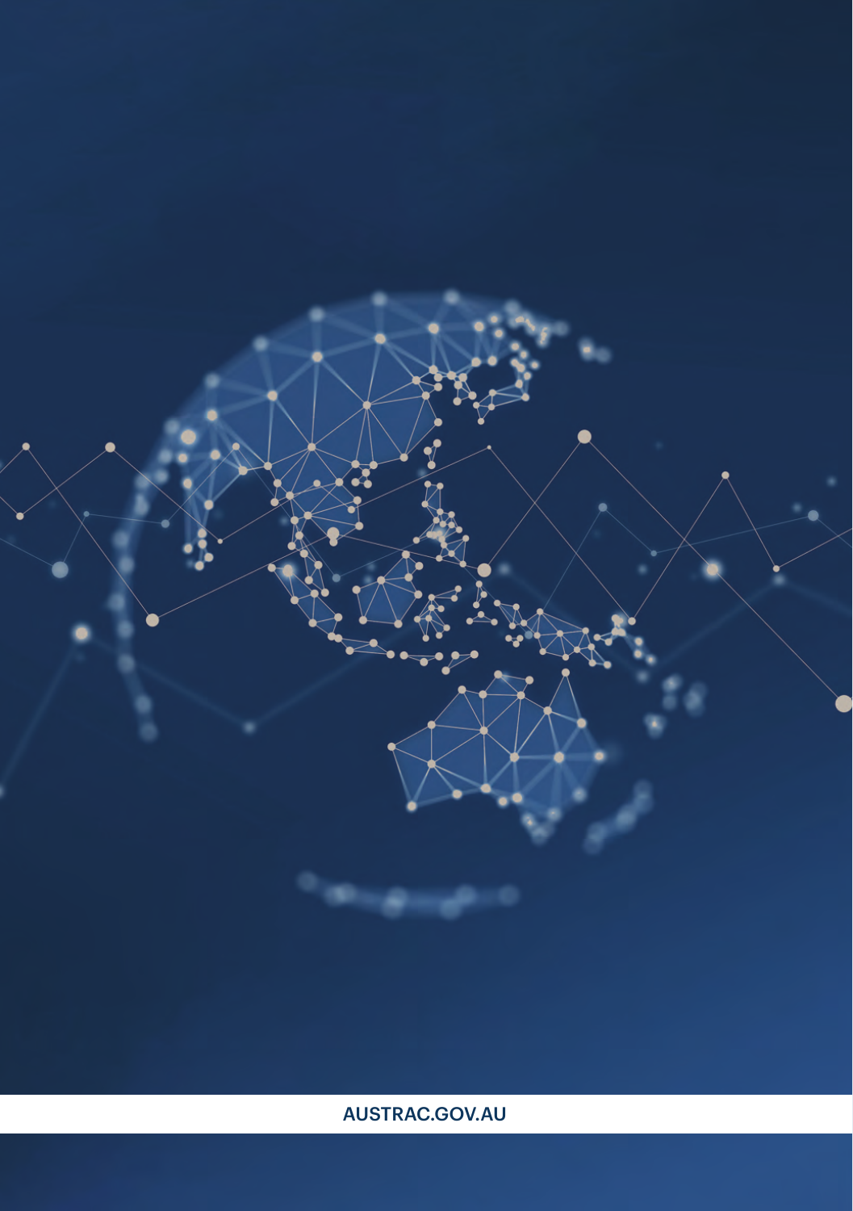AUSTRAC.GOV.AU